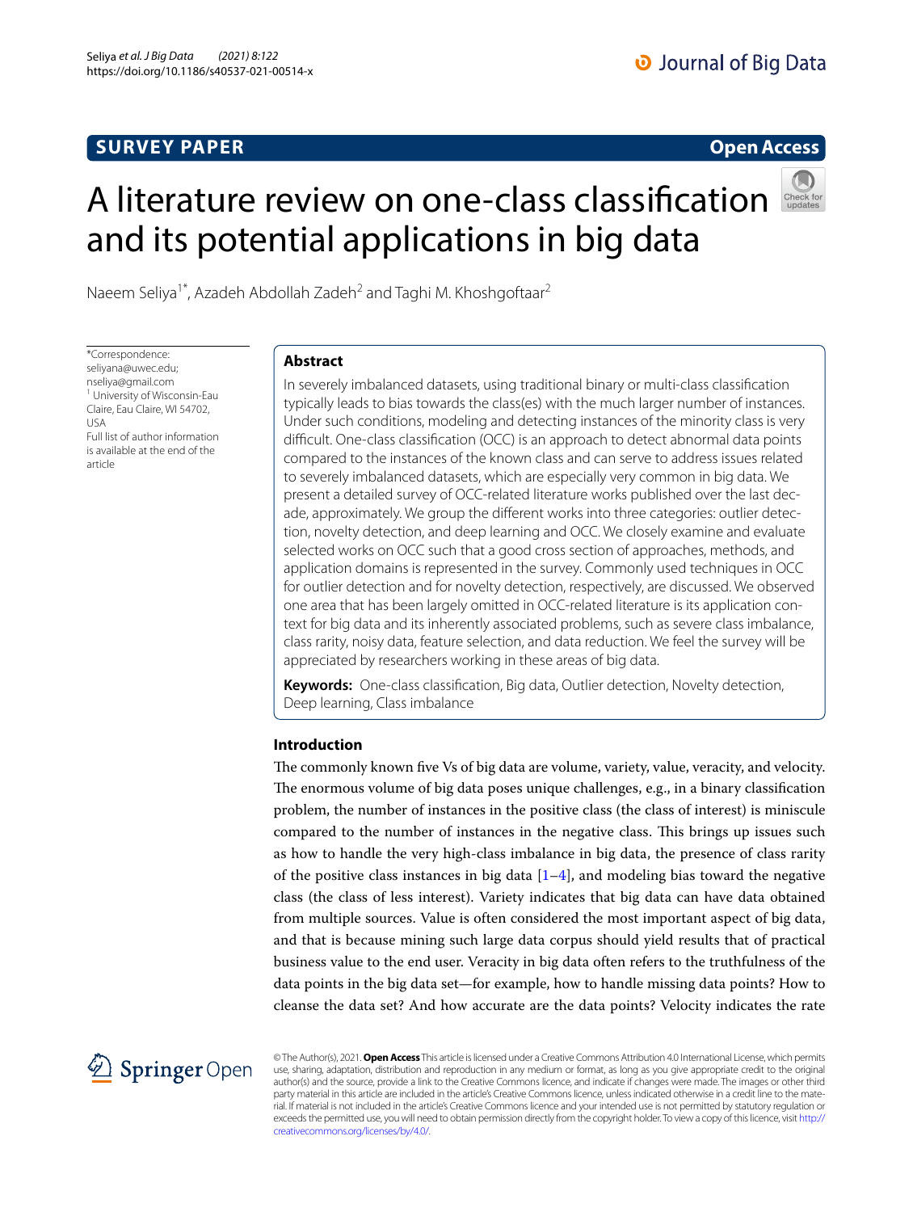SURVEY PAPER

Open Access

# A literature review on one-class classification and its potential applications in big data

Naeem Seliya[1*], Azadeh Abdollah Zadeh[2] and Taghi M. Khoshgoftaar[2]

*Correspondence: seliyana@uwec.edu; nseliya@gmail.com
[1] University of Wisconsin-Eau Claire, Eau Claire, WI 54702, USA
Full list of author information is available at the end of the article

## Abstract

In severely imbalanced datasets, using traditional binary or multi-class classification typically leads to bias towards the class(es) with the much larger number of instances. Under such conditions, modeling and detecting instances of the minority class is very difficult. One-class classification (OCC) is an approach to detect abnormal data points compared to the instances of the known class and can serve to address issues related to severely imbalanced datasets, which are especially very common in big data. We present a detailed survey of OCC-related literature works published over the last decade, approximately. We group the different works into three categories: outlier detection, novelty detection, and deep learning and OCC. We closely examine and evaluate selected works on OCC such that a good cross section of approaches, methods, and application domains is represented in the survey. Commonly used techniques in OCC for outlier detection and for novelty detection, respectively, are discussed. We observed one area that has been largely omitted in OCC-related literature is its application context for big data and its inherently associated problems, such as severe class imbalance, class rarity, noisy data, feature selection, and data reduction. We feel the survey will be appreciated by researchers working in these areas of big data.

**Keywords:** One-class classification, Big data, Outlier detection, Novelty detection, Deep learning, Class imbalance

## Introduction

The commonly known five Vs of big data are volume, variety, value, veracity, and velocity. The enormous volume of big data poses unique challenges, e.g., in a binary classification problem, the number of instances in the positive class (the class of interest) is miniscule compared to the number of instances in the negative class. This brings up issues such as how to handle the very high-class imbalance in big data, the presence of class rarity of the positive class instances in big data [1–4], and modeling bias toward the negative class (the class of less interest). Variety indicates that big data can have data obtained from multiple sources. Value is often considered the most important aspect of big data, and that is because mining such large data corpus should yield results that of practical business value to the end user. Veracity in big data often refers to the truthfulness of the data points in the big data set—for example, how to handle missing data points? How to cleanse the data set? And how accurate are the data points? Velocity indicates the rate

© The Author(s), 2021. **Open Access** This article is licensed under a Creative Commons Attribution 4.0 International License, which permits use, sharing, adaptation, distribution and reproduction in any medium or format, as long as you give appropriate credit to the original author(s) and the source, provide a link to the Creative Commons licence, and indicate if changes were made. The images or other third party material in this article are included in the article's Creative Commons licence, unless indicated otherwise in a credit line to the material. If material is not included in the article's Creative Commons licence and your intended use is not permitted by statutory regulation or exceeds the permitted use, you will need to obtain permission directly from the copyright holder. To view a copy of this licence, visit http://creativecommons.org/licenses/by/4.0/.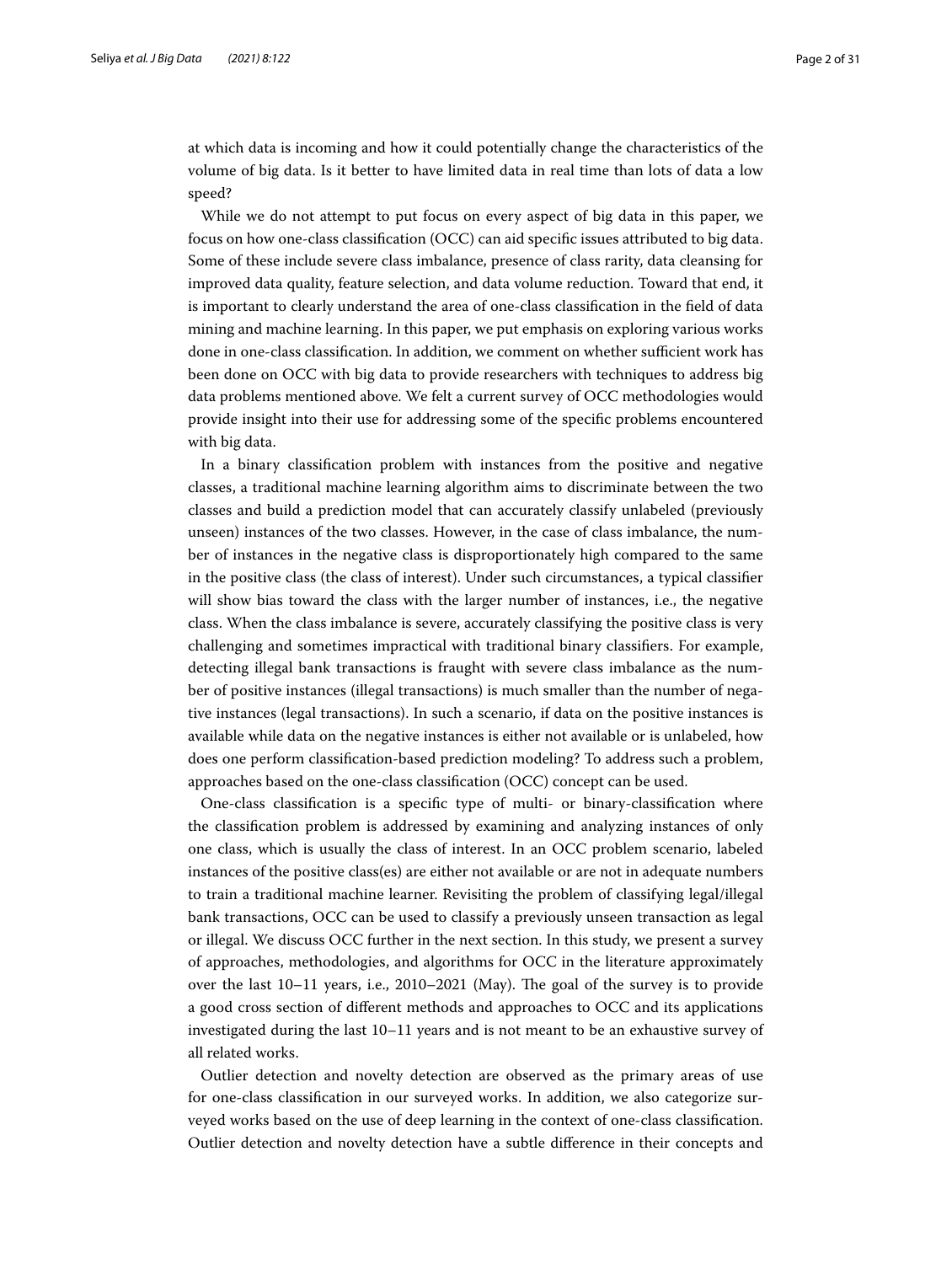at which data is incoming and how it could potentially change the characteristics of the volume of big data. Is it better to have limited data in real time than lots of data a low speed?

While we do not attempt to put focus on every aspect of big data in this paper, we focus on how one-class classification (OCC) can aid specific issues attributed to big data. Some of these include severe class imbalance, presence of class rarity, data cleansing for improved data quality, feature selection, and data volume reduction. Toward that end, it is important to clearly understand the area of one-class classification in the field of data mining and machine learning. In this paper, we put emphasis on exploring various works done in one-class classification. In addition, we comment on whether sufficient work has been done on OCC with big data to provide researchers with techniques to address big data problems mentioned above. We felt a current survey of OCC methodologies would provide insight into their use for addressing some of the specific problems encountered with big data.

In a binary classification problem with instances from the positive and negative classes, a traditional machine learning algorithm aims to discriminate between the two classes and build a prediction model that can accurately classify unlabeled (previously unseen) instances of the two classes. However, in the case of class imbalance, the number of instances in the negative class is disproportionately high compared to the same in the positive class (the class of interest). Under such circumstances, a typical classifier will show bias toward the class with the larger number of instances, i.e., the negative class. When the class imbalance is severe, accurately classifying the positive class is very challenging and sometimes impractical with traditional binary classifiers. For example, detecting illegal bank transactions is fraught with severe class imbalance as the number of positive instances (illegal transactions) is much smaller than the number of negative instances (legal transactions). In such a scenario, if data on the positive instances is available while data on the negative instances is either not available or is unlabeled, how does one perform classification-based prediction modeling? To address such a problem, approaches based on the one-class classification (OCC) concept can be used.

One-class classification is a specific type of multi- or binary-classification where the classification problem is addressed by examining and analyzing instances of only one class, which is usually the class of interest. In an OCC problem scenario, labeled instances of the positive class(es) are either not available or are not in adequate numbers to train a traditional machine learner. Revisiting the problem of classifying legal/illegal bank transactions, OCC can be used to classify a previously unseen transaction as legal or illegal. We discuss OCC further in the next section. In this study, we present a survey of approaches, methodologies, and algorithms for OCC in the literature approximately over the last 10–11 years, i.e., 2010–2021 (May). The goal of the survey is to provide a good cross section of different methods and approaches to OCC and its applications investigated during the last 10–11 years and is not meant to be an exhaustive survey of all related works.

Outlier detection and novelty detection are observed as the primary areas of use for one-class classification in our surveyed works. In addition, we also categorize surveyed works based on the use of deep learning in the context of one-class classification. Outlier detection and novelty detection have a subtle difference in their concepts and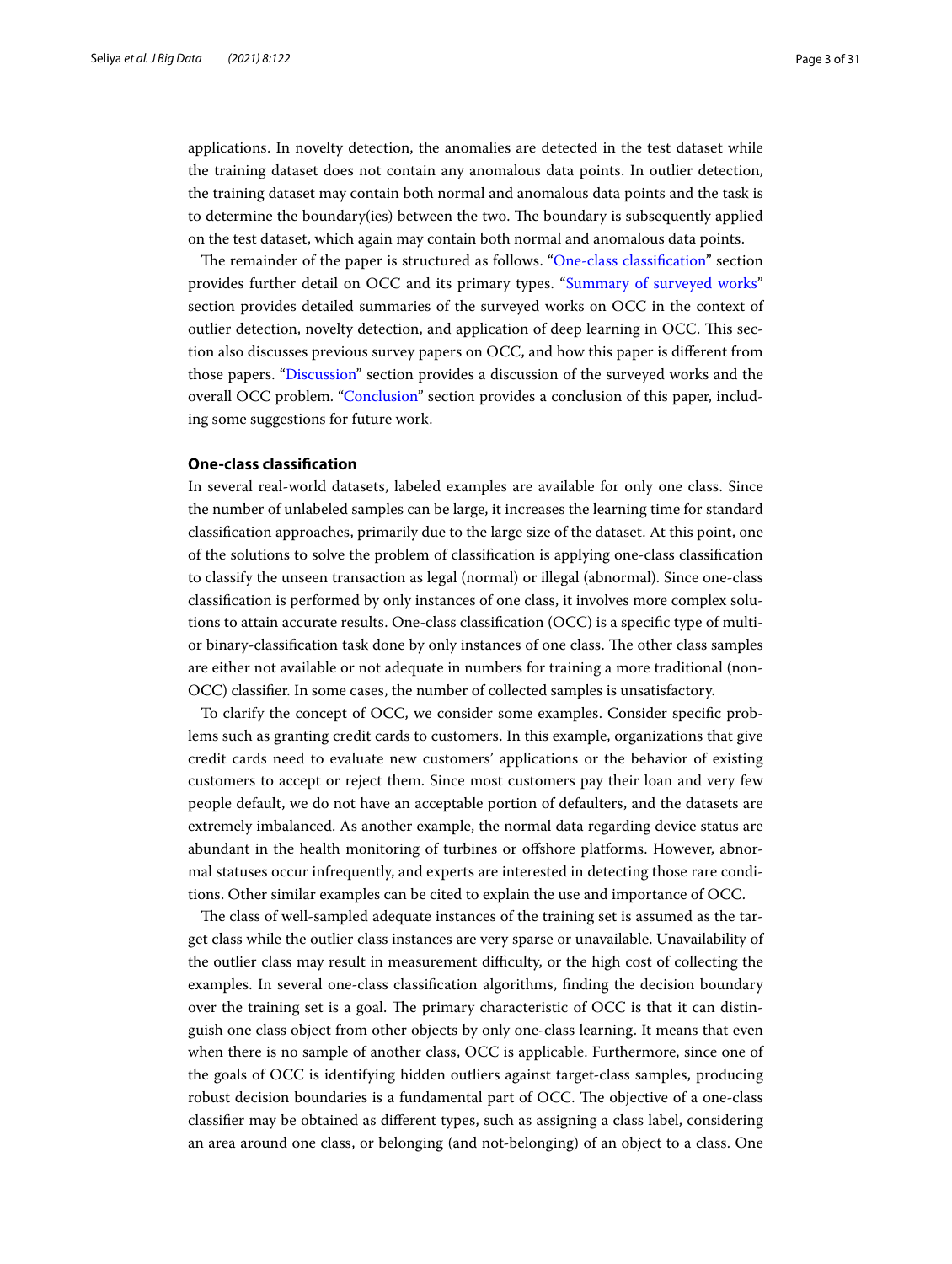applications. In novelty detection, the anomalies are detected in the test dataset while the training dataset does not contain any anomalous data points. In outlier detection, the training dataset may contain both normal and anomalous data points and the task is to determine the boundary(ies) between the two. The boundary is subsequently applied on the test dataset, which again may contain both normal and anomalous data points.

The remainder of the paper is structured as follows. "One-class classification" section provides further detail on OCC and its primary types. "Summary of surveyed works" section provides detailed summaries of the surveyed works on OCC in the context of outlier detection, novelty detection, and application of deep learning in OCC. This section also discusses previous survey papers on OCC, and how this paper is different from those papers. "Discussion" section provides a discussion of the surveyed works and the overall OCC problem. "Conclusion" section provides a conclusion of this paper, including some suggestions for future work.

## One-class classification

In several real-world datasets, labeled examples are available for only one class. Since the number of unlabeled samples can be large, it increases the learning time for standard classification approaches, primarily due to the large size of the dataset. At this point, one of the solutions to solve the problem of classification is applying one-class classification to classify the unseen transaction as legal (normal) or illegal (abnormal). Since one-class classification is performed by only instances of one class, it involves more complex solutions to attain accurate results. One-class classification (OCC) is a specific type of multi- or binary-classification task done by only instances of one class. The other class samples are either not available or not adequate in numbers for training a more traditional (non-OCC) classifier. In some cases, the number of collected samples is unsatisfactory.

To clarify the concept of OCC, we consider some examples. Consider specific problems such as granting credit cards to customers. In this example, organizations that give credit cards need to evaluate new customers' applications or the behavior of existing customers to accept or reject them. Since most customers pay their loan and very few people default, we do not have an acceptable portion of defaulters, and the datasets are extremely imbalanced. As another example, the normal data regarding device status are abundant in the health monitoring of turbines or offshore platforms. However, abnormal statuses occur infrequently, and experts are interested in detecting those rare conditions. Other similar examples can be cited to explain the use and importance of OCC.

The class of well-sampled adequate instances of the training set is assumed as the target class while the outlier class instances are very sparse or unavailable. Unavailability of the outlier class may result in measurement difficulty, or the high cost of collecting the examples. In several one-class classification algorithms, finding the decision boundary over the training set is a goal. The primary characteristic of OCC is that it can distinguish one class object from other objects by only one-class learning. It means that even when there is no sample of another class, OCC is applicable. Furthermore, since one of the goals of OCC is identifying hidden outliers against target-class samples, producing robust decision boundaries is a fundamental part of OCC. The objective of a one-class classifier may be obtained as different types, such as assigning a class label, considering an area around one class, or belonging (and not-belonging) of an object to a class. One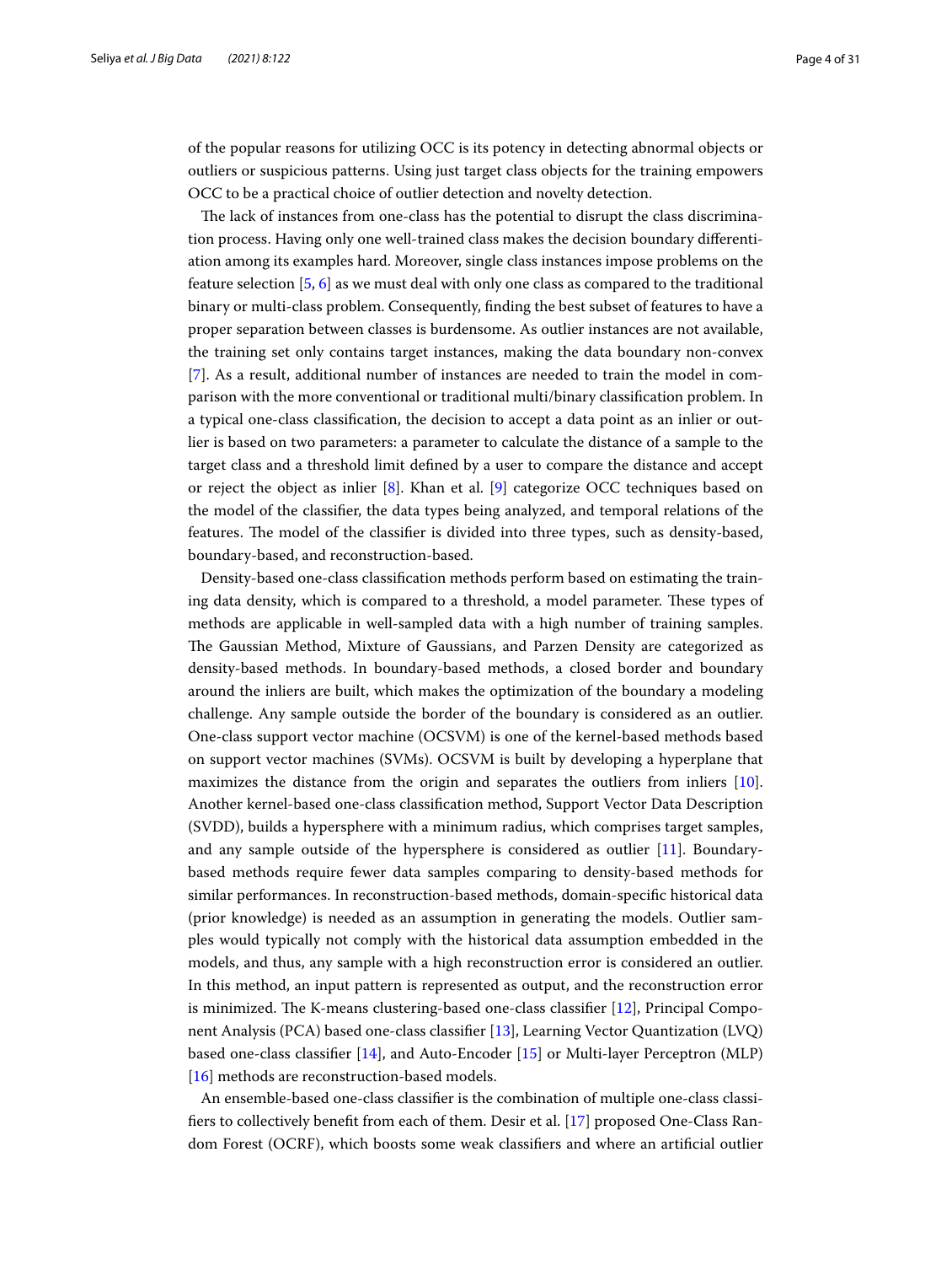of the popular reasons for utilizing OCC is its potency in detecting abnormal objects or outliers or suspicious patterns. Using just target class objects for the training empowers OCC to be a practical choice of outlier detection and novelty detection.

The lack of instances from one-class has the potential to disrupt the class discrimination process. Having only one well-trained class makes the decision boundary differentiation among its examples hard. Moreover, single class instances impose problems on the feature selection [5, 6] as we must deal with only one class as compared to the traditional binary or multi-class problem. Consequently, finding the best subset of features to have a proper separation between classes is burdensome. As outlier instances are not available, the training set only contains target instances, making the data boundary non-convex [7]. As a result, additional number of instances are needed to train the model in comparison with the more conventional or traditional multi/binary classification problem. In a typical one-class classification, the decision to accept a data point as an inlier or outlier is based on two parameters: a parameter to calculate the distance of a sample to the target class and a threshold limit defined by a user to compare the distance and accept or reject the object as inlier [8]. Khan et al. [9] categorize OCC techniques based on the model of the classifier, the data types being analyzed, and temporal relations of the features. The model of the classifier is divided into three types, such as density-based, boundary-based, and reconstruction-based.

Density-based one-class classification methods perform based on estimating the training data density, which is compared to a threshold, a model parameter. These types of methods are applicable in well-sampled data with a high number of training samples. The Gaussian Method, Mixture of Gaussians, and Parzen Density are categorized as density-based methods. In boundary-based methods, a closed border and boundary around the inliers are built, which makes the optimization of the boundary a modeling challenge. Any sample outside the border of the boundary is considered as an outlier. One-class support vector machine (OCSVM) is one of the kernel-based methods based on support vector machines (SVMs). OCSVM is built by developing a hyperplane that maximizes the distance from the origin and separates the outliers from inliers [10]. Another kernel-based one-class classification method, Support Vector Data Description (SVDD), builds a hypersphere with a minimum radius, which comprises target samples, and any sample outside of the hypersphere is considered as outlier [11]. Boundary-based methods require fewer data samples comparing to density-based methods for similar performances. In reconstruction-based methods, domain-specific historical data (prior knowledge) is needed as an assumption in generating the models. Outlier samples would typically not comply with the historical data assumption embedded in the models, and thus, any sample with a high reconstruction error is considered an outlier. In this method, an input pattern is represented as output, and the reconstruction error is minimized. The K-means clustering-based one-class classifier [12], Principal Component Analysis (PCA) based one-class classifier [13], Learning Vector Quantization (LVQ) based one-class classifier [14], and Auto-Encoder [15] or Multi-layer Perceptron (MLP) [16] methods are reconstruction-based models.

An ensemble-based one-class classifier is the combination of multiple one-class classifiers to collectively benefit from each of them. Desir et al. [17] proposed One-Class Random Forest (OCRF), which boosts some weak classifiers and where an artificial outlier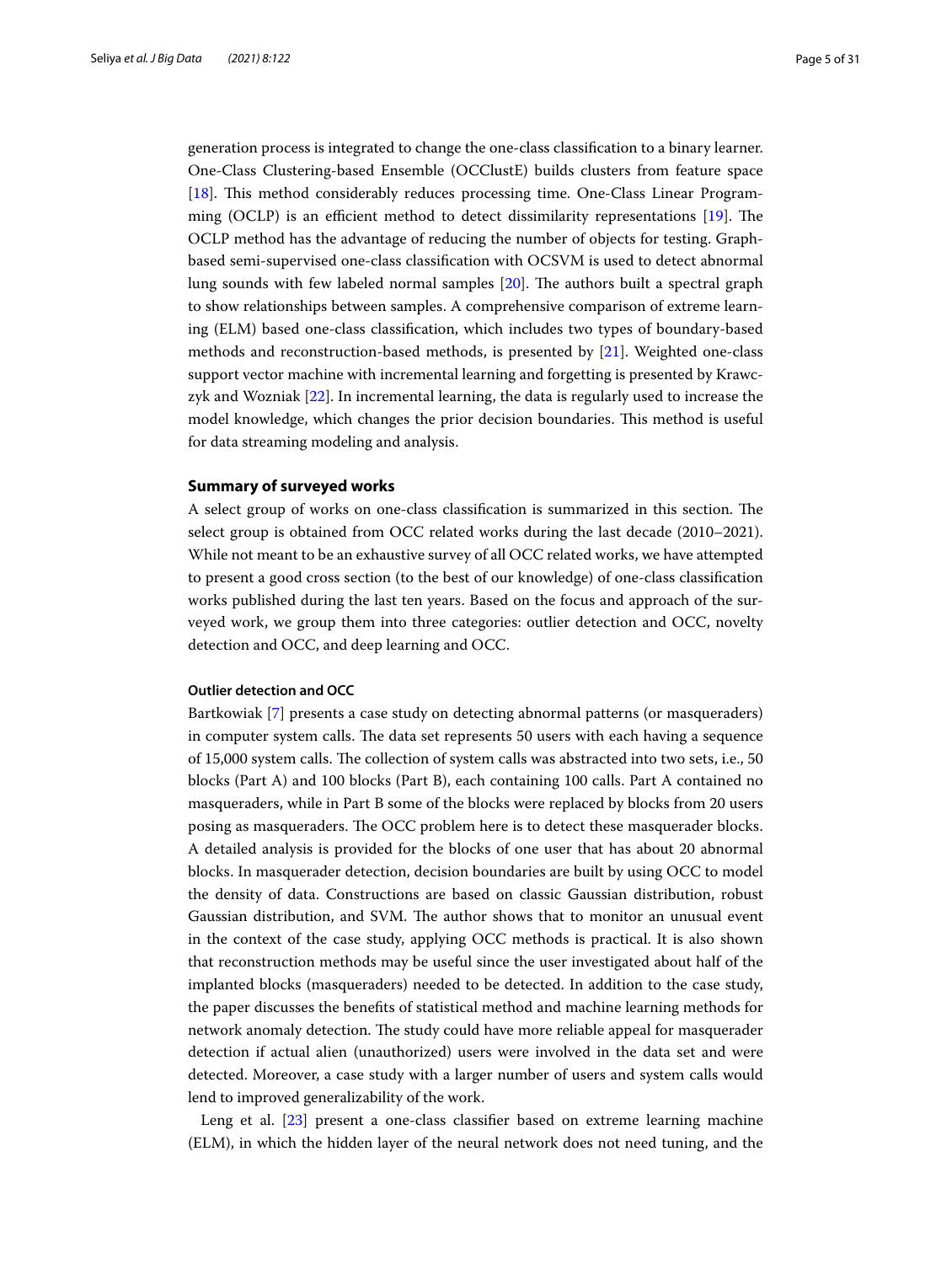generation process is integrated to change the one-class classification to a binary learner. One-Class Clustering-based Ensemble (OCClustE) builds clusters from feature space [18]. This method considerably reduces processing time. One-Class Linear Programming (OCLP) is an efficient method to detect dissimilarity representations [19]. The OCLP method has the advantage of reducing the number of objects for testing. Graph-based semi-supervised one-class classification with OCSVM is used to detect abnormal lung sounds with few labeled normal samples [20]. The authors built a spectral graph to show relationships between samples. A comprehensive comparison of extreme learning (ELM) based one-class classification, which includes two types of boundary-based methods and reconstruction-based methods, is presented by [21]. Weighted one-class support vector machine with incremental learning and forgetting is presented by Krawczyk and Wozniak [22]. In incremental learning, the data is regularly used to increase the model knowledge, which changes the prior decision boundaries. This method is useful for data streaming modeling and analysis.

## Summary of surveyed works

A select group of works on one-class classification is summarized in this section. The select group is obtained from OCC related works during the last decade (2010–2021). While not meant to be an exhaustive survey of all OCC related works, we have attempted to present a good cross section (to the best of our knowledge) of one-class classification works published during the last ten years. Based on the focus and approach of the surveyed work, we group them into three categories: outlier detection and OCC, novelty detection and OCC, and deep learning and OCC.

### Outlier detection and OCC

Bartkowiak [7] presents a case study on detecting abnormal patterns (or masqueraders) in computer system calls. The data set represents 50 users with each having a sequence of 15,000 system calls. The collection of system calls was abstracted into two sets, i.e., 50 blocks (Part A) and 100 blocks (Part B), each containing 100 calls. Part A contained no masqueraders, while in Part B some of the blocks were replaced by blocks from 20 users posing as masqueraders. The OCC problem here is to detect these masquerader blocks. A detailed analysis is provided for the blocks of one user that has about 20 abnormal blocks. In masquerader detection, decision boundaries are built by using OCC to model the density of data. Constructions are based on classic Gaussian distribution, robust Gaussian distribution, and SVM. The author shows that to monitor an unusual event in the context of the case study, applying OCC methods is practical. It is also shown that reconstruction methods may be useful since the user investigated about half of the implanted blocks (masqueraders) needed to be detected. In addition to the case study, the paper discusses the benefits of statistical method and machine learning methods for network anomaly detection. The study could have more reliable appeal for masquerader detection if actual alien (unauthorized) users were involved in the data set and were detected. Moreover, a case study with a larger number of users and system calls would lend to improved generalizability of the work.

Leng et al. [23] present a one-class classifier based on extreme learning machine (ELM), in which the hidden layer of the neural network does not need tuning, and the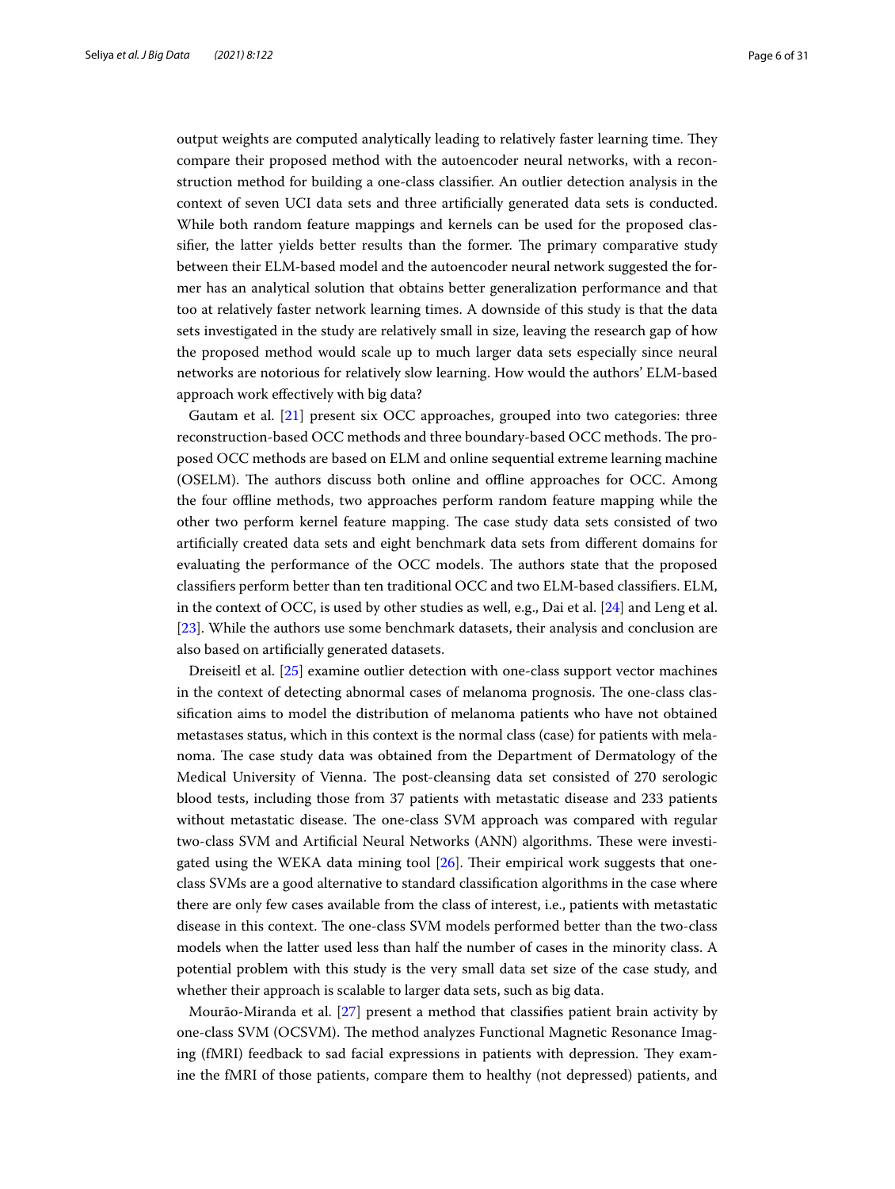output weights are computed analytically leading to relatively faster learning time. They compare their proposed method with the autoencoder neural networks, with a reconstruction method for building a one-class classifier. An outlier detection analysis in the context of seven UCI data sets and three artificially generated data sets is conducted. While both random feature mappings and kernels can be used for the proposed classifier, the latter yields better results than the former. The primary comparative study between their ELM-based model and the autoencoder neural network suggested the former has an analytical solution that obtains better generalization performance and that too at relatively faster network learning times. A downside of this study is that the data sets investigated in the study are relatively small in size, leaving the research gap of how the proposed method would scale up to much larger data sets especially since neural networks are notorious for relatively slow learning. How would the authors' ELM-based approach work effectively with big data?

Gautam et al. [21] present six OCC approaches, grouped into two categories: three reconstruction-based OCC methods and three boundary-based OCC methods. The proposed OCC methods are based on ELM and online sequential extreme learning machine (OSELM). The authors discuss both online and offline approaches for OCC. Among the four offline methods, two approaches perform random feature mapping while the other two perform kernel feature mapping. The case study data sets consisted of two artificially created data sets and eight benchmark data sets from different domains for evaluating the performance of the OCC models. The authors state that the proposed classifiers perform better than ten traditional OCC and two ELM-based classifiers. ELM, in the context of OCC, is used by other studies as well, e.g., Dai et al. [24] and Leng et al. [23]. While the authors use some benchmark datasets, their analysis and conclusion are also based on artificially generated datasets.

Dreiseitl et al. [25] examine outlier detection with one-class support vector machines in the context of detecting abnormal cases of melanoma prognosis. The one-class classification aims to model the distribution of melanoma patients who have not obtained metastases status, which in this context is the normal class (case) for patients with melanoma. The case study data was obtained from the Department of Dermatology of the Medical University of Vienna. The post-cleansing data set consisted of 270 serologic blood tests, including those from 37 patients with metastatic disease and 233 patients without metastatic disease. The one-class SVM approach was compared with regular two-class SVM and Artificial Neural Networks (ANN) algorithms. These were investigated using the WEKA data mining tool [26]. Their empirical work suggests that one-class SVMs are a good alternative to standard classification algorithms in the case where there are only few cases available from the class of interest, i.e., patients with metastatic disease in this context. The one-class SVM models performed better than the two-class models when the latter used less than half the number of cases in the minority class. A potential problem with this study is the very small data set size of the case study, and whether their approach is scalable to larger data sets, such as big data.

Mourão-Miranda et al. [27] present a method that classifies patient brain activity by one-class SVM (OCSVM). The method analyzes Functional Magnetic Resonance Imaging (fMRI) feedback to sad facial expressions in patients with depression. They examine the fMRI of those patients, compare them to healthy (not depressed) patients, and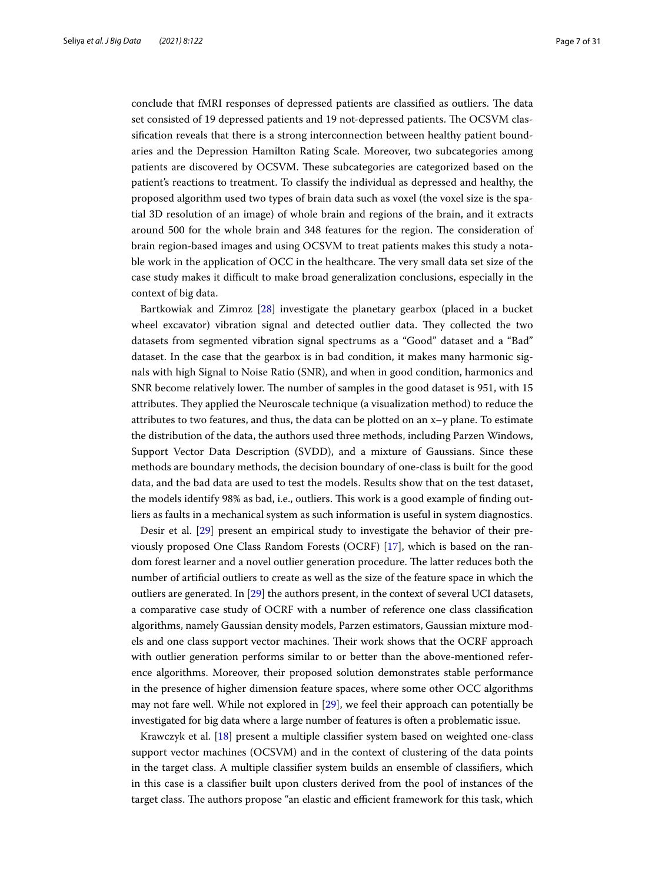conclude that fMRI responses of depressed patients are classified as outliers. The data set consisted of 19 depressed patients and 19 not-depressed patients. The OCSVM classification reveals that there is a strong interconnection between healthy patient boundaries and the Depression Hamilton Rating Scale. Moreover, two subcategories among patients are discovered by OCSVM. These subcategories are categorized based on the patient's reactions to treatment. To classify the individual as depressed and healthy, the proposed algorithm used two types of brain data such as voxel (the voxel size is the spatial 3D resolution of an image) of whole brain and regions of the brain, and it extracts around 500 for the whole brain and 348 features for the region. The consideration of brain region-based images and using OCSVM to treat patients makes this study a notable work in the application of OCC in the healthcare. The very small data set size of the case study makes it difficult to make broad generalization conclusions, especially in the context of big data.

Bartkowiak and Zimroz [28] investigate the planetary gearbox (placed in a bucket wheel excavator) vibration signal and detected outlier data. They collected the two datasets from segmented vibration signal spectrums as a "Good" dataset and a "Bad" dataset. In the case that the gearbox is in bad condition, it makes many harmonic signals with high Signal to Noise Ratio (SNR), and when in good condition, harmonics and SNR become relatively lower. The number of samples in the good dataset is 951, with 15 attributes. They applied the Neuroscale technique (a visualization method) to reduce the attributes to two features, and thus, the data can be plotted on an x–y plane. To estimate the distribution of the data, the authors used three methods, including Parzen Windows, Support Vector Data Description (SVDD), and a mixture of Gaussians. Since these methods are boundary methods, the decision boundary of one-class is built for the good data, and the bad data are used to test the models. Results show that on the test dataset, the models identify 98% as bad, i.e., outliers. This work is a good example of finding outliers as faults in a mechanical system as such information is useful in system diagnostics.

Desir et al. [29] present an empirical study to investigate the behavior of their previously proposed One Class Random Forests (OCRF) [17], which is based on the random forest learner and a novel outlier generation procedure. The latter reduces both the number of artificial outliers to create as well as the size of the feature space in which the outliers are generated. In [29] the authors present, in the context of several UCI datasets, a comparative case study of OCRF with a number of reference one class classification algorithms, namely Gaussian density models, Parzen estimators, Gaussian mixture models and one class support vector machines. Their work shows that the OCRF approach with outlier generation performs similar to or better than the above-mentioned reference algorithms. Moreover, their proposed solution demonstrates stable performance in the presence of higher dimension feature spaces, where some other OCC algorithms may not fare well. While not explored in [29], we feel their approach can potentially be investigated for big data where a large number of features is often a problematic issue.

Krawczyk et al. [18] present a multiple classifier system based on weighted one-class support vector machines (OCSVM) and in the context of clustering of the data points in the target class. A multiple classifier system builds an ensemble of classifiers, which in this case is a classifier built upon clusters derived from the pool of instances of the target class. The authors propose "an elastic and efficient framework for this task, which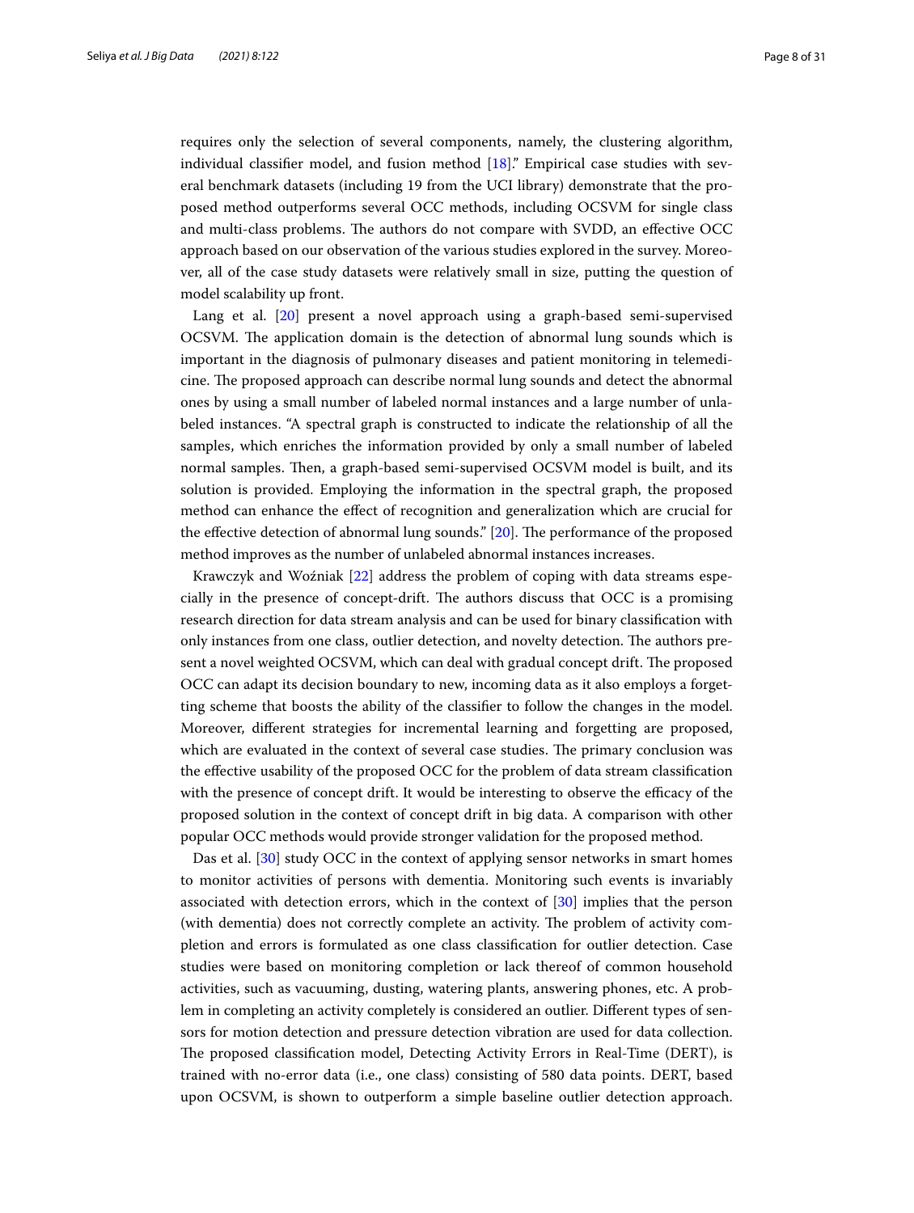requires only the selection of several components, namely, the clustering algorithm, individual classifier model, and fusion method [18]." Empirical case studies with several benchmark datasets (including 19 from the UCI library) demonstrate that the proposed method outperforms several OCC methods, including OCSVM for single class and multi-class problems. The authors do not compare with SVDD, an effective OCC approach based on our observation of the various studies explored in the survey. Moreover, all of the case study datasets were relatively small in size, putting the question of model scalability up front.

Lang et al. [20] present a novel approach using a graph-based semi-supervised OCSVM. The application domain is the detection of abnormal lung sounds which is important in the diagnosis of pulmonary diseases and patient monitoring in telemedicine. The proposed approach can describe normal lung sounds and detect the abnormal ones by using a small number of labeled normal instances and a large number of unlabeled instances. "A spectral graph is constructed to indicate the relationship of all the samples, which enriches the information provided by only a small number of labeled normal samples. Then, a graph-based semi-supervised OCSVM model is built, and its solution is provided. Employing the information in the spectral graph, the proposed method can enhance the effect of recognition and generalization which are crucial for the effective detection of abnormal lung sounds." [20]. The performance of the proposed method improves as the number of unlabeled abnormal instances increases.

Krawczyk and Woźniak [22] address the problem of coping with data streams especially in the presence of concept-drift. The authors discuss that OCC is a promising research direction for data stream analysis and can be used for binary classification with only instances from one class, outlier detection, and novelty detection. The authors present a novel weighted OCSVM, which can deal with gradual concept drift. The proposed OCC can adapt its decision boundary to new, incoming data as it also employs a forgetting scheme that boosts the ability of the classifier to follow the changes in the model. Moreover, different strategies for incremental learning and forgetting are proposed, which are evaluated in the context of several case studies. The primary conclusion was the effective usability of the proposed OCC for the problem of data stream classification with the presence of concept drift. It would be interesting to observe the efficacy of the proposed solution in the context of concept drift in big data. A comparison with other popular OCC methods would provide stronger validation for the proposed method.

Das et al. [30] study OCC in the context of applying sensor networks in smart homes to monitor activities of persons with dementia. Monitoring such events is invariably associated with detection errors, which in the context of [30] implies that the person (with dementia) does not correctly complete an activity. The problem of activity completion and errors is formulated as one class classification for outlier detection. Case studies were based on monitoring completion or lack thereof of common household activities, such as vacuuming, dusting, watering plants, answering phones, etc. A problem in completing an activity completely is considered an outlier. Different types of sensors for motion detection and pressure detection vibration are used for data collection. The proposed classification model, Detecting Activity Errors in Real-Time (DERT), is trained with no-error data (i.e., one class) consisting of 580 data points. DERT, based upon OCSVM, is shown to outperform a simple baseline outlier detection approach.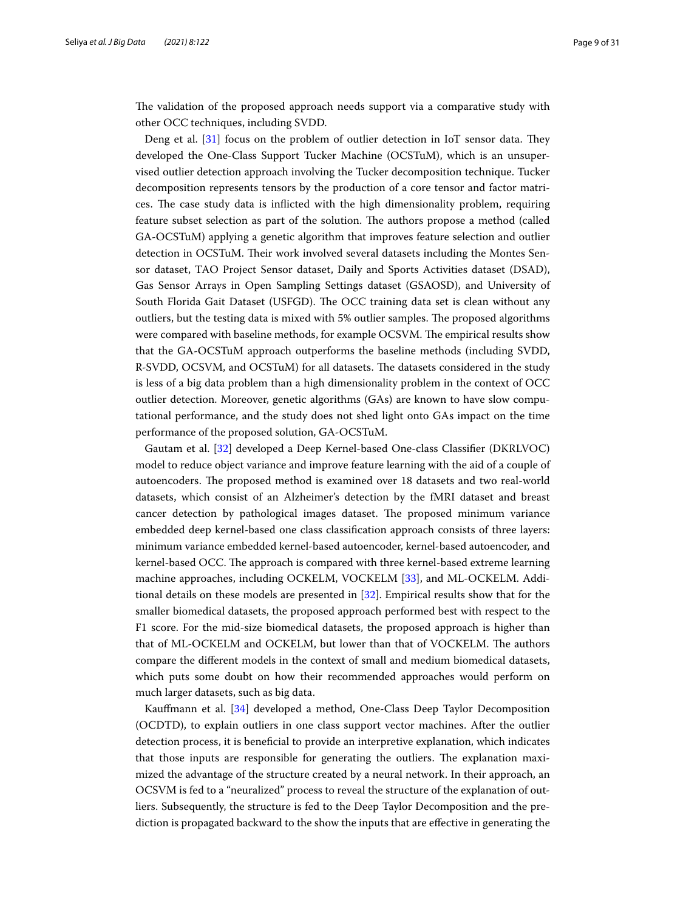The validation of the proposed approach needs support via a comparative study with other OCC techniques, including SVDD.

Deng et al. [31] focus on the problem of outlier detection in IoT sensor data. They developed the One-Class Support Tucker Machine (OCSTuM), which is an unsupervised outlier detection approach involving the Tucker decomposition technique. Tucker decomposition represents tensors by the production of a core tensor and factor matrices. The case study data is inflicted with the high dimensionality problem, requiring feature subset selection as part of the solution. The authors propose a method (called GA-OCSTuM) applying a genetic algorithm that improves feature selection and outlier detection in OCSTuM. Their work involved several datasets including the Montes Sensor dataset, TAO Project Sensor dataset, Daily and Sports Activities dataset (DSAD), Gas Sensor Arrays in Open Sampling Settings dataset (GSAOSD), and University of South Florida Gait Dataset (USFGD). The OCC training data set is clean without any outliers, but the testing data is mixed with 5% outlier samples. The proposed algorithms were compared with baseline methods, for example OCSVM. The empirical results show that the GA-OCSTuM approach outperforms the baseline methods (including SVDD, R-SVDD, OCSVM, and OCSTuM) for all datasets. The datasets considered in the study is less of a big data problem than a high dimensionality problem in the context of OCC outlier detection. Moreover, genetic algorithms (GAs) are known to have slow computational performance, and the study does not shed light onto GAs impact on the time performance of the proposed solution, GA-OCSTuM.

Gautam et al. [32] developed a Deep Kernel-based One-class Classifier (DKRLVOC) model to reduce object variance and improve feature learning with the aid of a couple of autoencoders. The proposed method is examined over 18 datasets and two real-world datasets, which consist of an Alzheimer's detection by the fMRI dataset and breast cancer detection by pathological images dataset. The proposed minimum variance embedded deep kernel-based one class classification approach consists of three layers: minimum variance embedded kernel-based autoencoder, kernel-based autoencoder, and kernel-based OCC. The approach is compared with three kernel-based extreme learning machine approaches, including OCKELM, VOCKELM [33], and ML-OCKELM. Additional details on these models are presented in [32]. Empirical results show that for the smaller biomedical datasets, the proposed approach performed best with respect to the F1 score. For the mid-size biomedical datasets, the proposed approach is higher than that of ML-OCKELM and OCKELM, but lower than that of VOCKELM. The authors compare the different models in the context of small and medium biomedical datasets, which puts some doubt on how their recommended approaches would perform on much larger datasets, such as big data.

Kauffmann et al. [34] developed a method, One-Class Deep Taylor Decomposition (OCDTD), to explain outliers in one class support vector machines. After the outlier detection process, it is beneficial to provide an interpretive explanation, which indicates that those inputs are responsible for generating the outliers. The explanation maximized the advantage of the structure created by a neural network. In their approach, an OCSVM is fed to a "neuralized" process to reveal the structure of the explanation of outliers. Subsequently, the structure is fed to the Deep Taylor Decomposition and the prediction is propagated backward to the show the inputs that are effective in generating the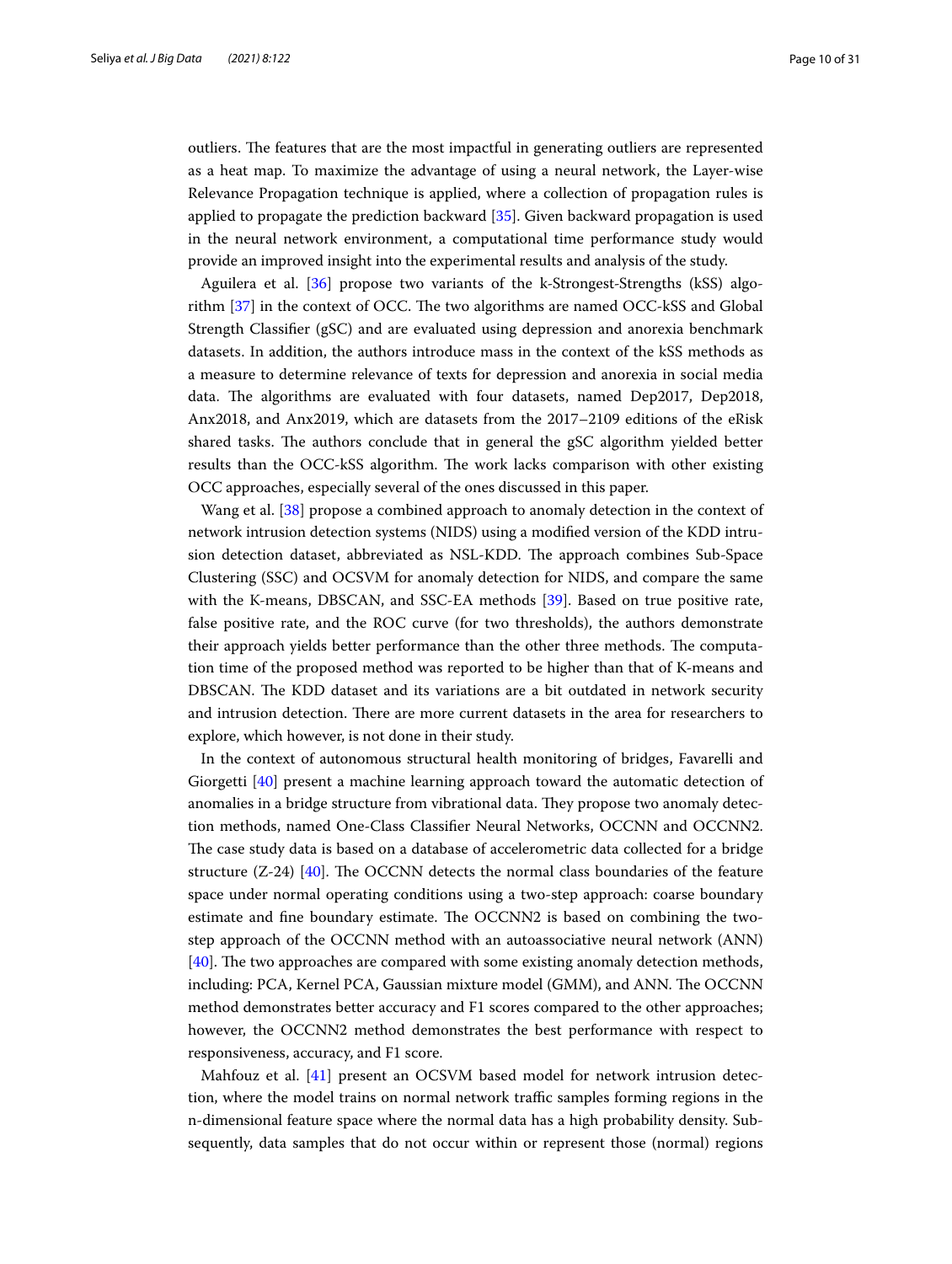outliers. The features that are the most impactful in generating outliers are represented as a heat map. To maximize the advantage of using a neural network, the Layer-wise Relevance Propagation technique is applied, where a collection of propagation rules is applied to propagate the prediction backward [35]. Given backward propagation is used in the neural network environment, a computational time performance study would provide an improved insight into the experimental results and analysis of the study.

Aguilera et al. [36] propose two variants of the k-Strongest-Strengths (kSS) algorithm [37] in the context of OCC. The two algorithms are named OCC-kSS and Global Strength Classifier (gSC) and are evaluated using depression and anorexia benchmark datasets. In addition, the authors introduce mass in the context of the kSS methods as a measure to determine relevance of texts for depression and anorexia in social media data. The algorithms are evaluated with four datasets, named Dep2017, Dep2018, Anx2018, and Anx2019, which are datasets from the 2017–2109 editions of the eRisk shared tasks. The authors conclude that in general the gSC algorithm yielded better results than the OCC-kSS algorithm. The work lacks comparison with other existing OCC approaches, especially several of the ones discussed in this paper.

Wang et al. [38] propose a combined approach to anomaly detection in the context of network intrusion detection systems (NIDS) using a modified version of the KDD intrusion detection dataset, abbreviated as NSL-KDD. The approach combines Sub-Space Clustering (SSC) and OCSVM for anomaly detection for NIDS, and compare the same with the K-means, DBSCAN, and SSC-EA methods [39]. Based on true positive rate, false positive rate, and the ROC curve (for two thresholds), the authors demonstrate their approach yields better performance than the other three methods. The computation time of the proposed method was reported to be higher than that of K-means and DBSCAN. The KDD dataset and its variations are a bit outdated in network security and intrusion detection. There are more current datasets in the area for researchers to explore, which however, is not done in their study.

In the context of autonomous structural health monitoring of bridges, Favarelli and Giorgetti [40] present a machine learning approach toward the automatic detection of anomalies in a bridge structure from vibrational data. They propose two anomaly detection methods, named One-Class Classifier Neural Networks, OCCNN and OCCNN2. The case study data is based on a database of accelerometric data collected for a bridge structure (Z-24) [40]. The OCCNN detects the normal class boundaries of the feature space under normal operating conditions using a two-step approach: coarse boundary estimate and fine boundary estimate. The OCCNN2 is based on combining the two-step approach of the OCCNN method with an autoassociative neural network (ANN) [40]. The two approaches are compared with some existing anomaly detection methods, including: PCA, Kernel PCA, Gaussian mixture model (GMM), and ANN. The OCCNN method demonstrates better accuracy and F1 scores compared to the other approaches; however, the OCCNN2 method demonstrates the best performance with respect to responsiveness, accuracy, and F1 score.

Mahfouz et al. [41] present an OCSVM based model for network intrusion detection, where the model trains on normal network traffic samples forming regions in the n-dimensional feature space where the normal data has a high probability density. Subsequently, data samples that do not occur within or represent those (normal) regions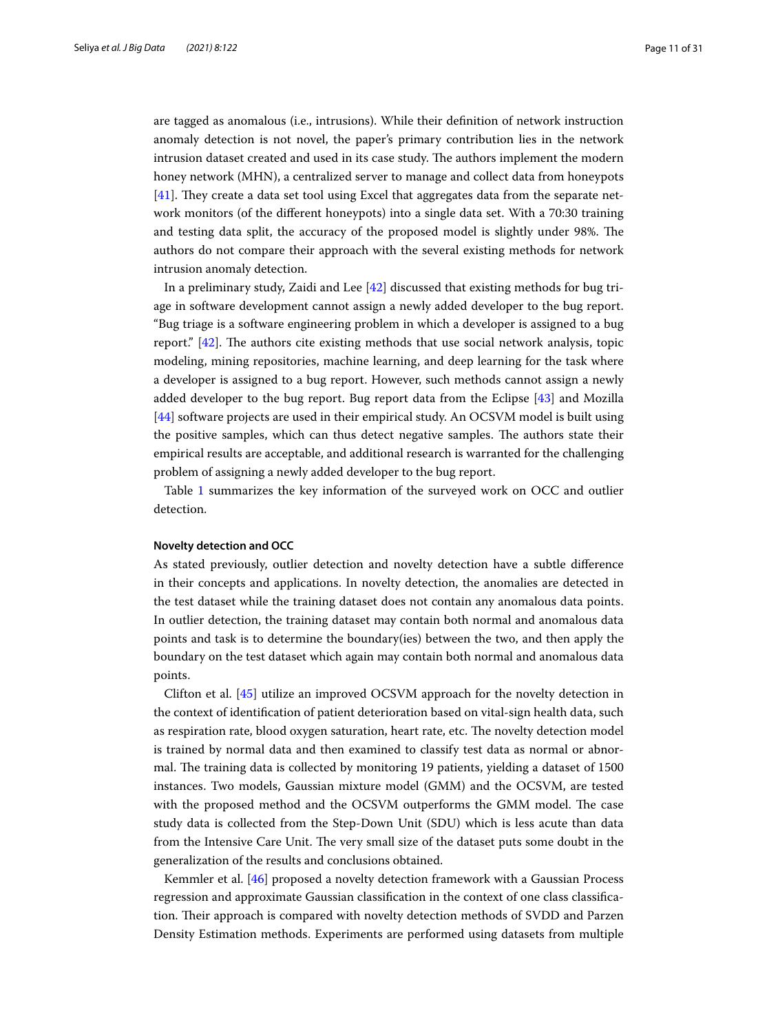are tagged as anomalous (i.e., intrusions). While their definition of network instruction anomaly detection is not novel, the paper's primary contribution lies in the network intrusion dataset created and used in its case study. The authors implement the modern honey network (MHN), a centralized server to manage and collect data from honeypots [41]. They create a data set tool using Excel that aggregates data from the separate network monitors (of the different honeypots) into a single data set. With a 70:30 training and testing data split, the accuracy of the proposed model is slightly under 98%. The authors do not compare their approach with the several existing methods for network intrusion anomaly detection.

In a preliminary study, Zaidi and Lee [42] discussed that existing methods for bug triage in software development cannot assign a newly added developer to the bug report. "Bug triage is a software engineering problem in which a developer is assigned to a bug report." [42]. The authors cite existing methods that use social network analysis, topic modeling, mining repositories, machine learning, and deep learning for the task where a developer is assigned to a bug report. However, such methods cannot assign a newly added developer to the bug report. Bug report data from the Eclipse [43] and Mozilla [44] software projects are used in their empirical study. An OCSVM model is built using the positive samples, which can thus detect negative samples. The authors state their empirical results are acceptable, and additional research is warranted for the challenging problem of assigning a newly added developer to the bug report.

Table 1 summarizes the key information of the surveyed work on OCC and outlier detection.

### Novelty detection and OCC

As stated previously, outlier detection and novelty detection have a subtle difference in their concepts and applications. In novelty detection, the anomalies are detected in the test dataset while the training dataset does not contain any anomalous data points. In outlier detection, the training dataset may contain both normal and anomalous data points and task is to determine the boundary(ies) between the two, and then apply the boundary on the test dataset which again may contain both normal and anomalous data points.

Clifton et al. [45] utilize an improved OCSVM approach for the novelty detection in the context of identification of patient deterioration based on vital-sign health data, such as respiration rate, blood oxygen saturation, heart rate, etc. The novelty detection model is trained by normal data and then examined to classify test data as normal or abnormal. The training data is collected by monitoring 19 patients, yielding a dataset of 1500 instances. Two models, Gaussian mixture model (GMM) and the OCSVM, are tested with the proposed method and the OCSVM outperforms the GMM model. The case study data is collected from the Step-Down Unit (SDU) which is less acute than data from the Intensive Care Unit. The very small size of the dataset puts some doubt in the generalization of the results and conclusions obtained.

Kemmler et al. [46] proposed a novelty detection framework with a Gaussian Process regression and approximate Gaussian classification in the context of one class classification. Their approach is compared with novelty detection methods of SVDD and Parzen Density Estimation methods. Experiments are performed using datasets from multiple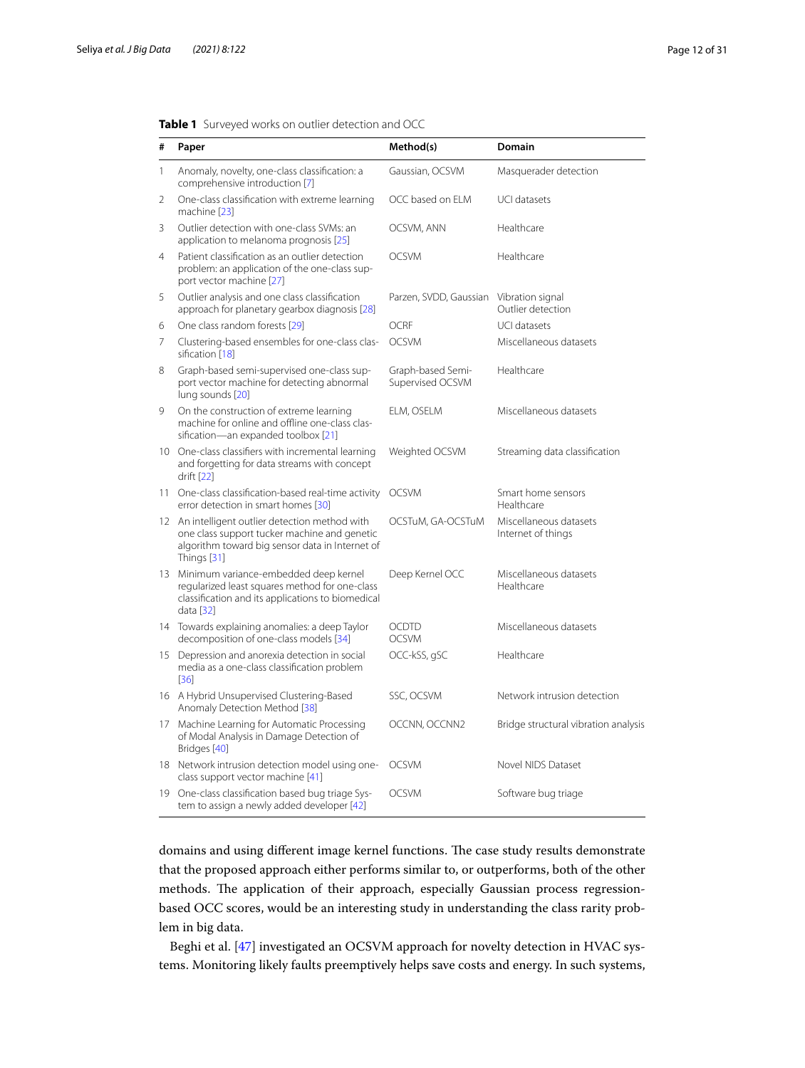**Table 1** Surveyed works on outlier detection and OCC

| # | Paper | Method(s) | Domain |
|---|---|---|---|
| 1 | Anomaly, novelty, one-class classification: a comprehensive introduction [7] | Gaussian, OCSVM | Masquerader detection |
| 2 | One-class classification with extreme learning machine [23] | OCC based on ELM | UCI datasets |
| 3 | Outlier detection with one-class SVMs: an application to melanoma prognosis [25] | OCSVM, ANN | Healthcare |
| 4 | Patient classification as an outlier detection problem: an application of the one-class support vector machine [27] | OCSVM | Healthcare |
| 5 | Outlier analysis and one class classification approach for planetary gearbox diagnosis [28] | Parzen, SVDD, Gaussian | Vibration signal Outlier detection |
| 6 | One class random forests [29] | OCRF | UCI datasets |
| 7 | Clustering-based ensembles for one-class classification [18] | OCSVM | Miscellaneous datasets |
| 8 | Graph-based semi-supervised one-class support vector machine for detecting abnormal lung sounds [20] | Graph-based Semi-Supervised OCSVM | Healthcare |
| 9 | On the construction of extreme learning machine for online and offline one-class classification—an expanded toolbox [21] | ELM, OSELM | Miscellaneous datasets |
| 10 | One-class classifiers with incremental learning and forgetting for data streams with concept drift [22] | Weighted OCSVM | Streaming data classification |
| 11 | One-class classification-based real-time activity error detection in smart homes [30] | OCSVM | Smart home sensors Healthcare |
| 12 | An intelligent outlier detection method with one class support tucker machine and genetic algorithm toward big sensor data in Internet of Things [31] | OCSTuM, GA-OCSTuM | Miscellaneous datasets Internet of things |
| 13 | Minimum variance-embedded deep kernel regularized least squares method for one-class classification and its applications to biomedical data [32] | Deep Kernel OCC | Miscellaneous datasets Healthcare |
| 14 | Towards explaining anomalies: a deep Taylor decomposition of one-class models [34] | OCDTD OCSVM | Miscellaneous datasets |
| 15 | Depression and anorexia detection in social media as a one-class classification problem [36] | OCC-kSS, gSC | Healthcare |
| 16 | A Hybrid Unsupervised Clustering-Based Anomaly Detection Method [38] | SSC, OCSVM | Network intrusion detection |
| 17 | Machine Learning for Automatic Processing of Modal Analysis in Damage Detection of Bridges [40] | OCCNN, OCCNN2 | Bridge structural vibration analysis |
| 18 | Network intrusion detection model using one-class support vector machine [41] | OCSVM | Novel NIDS Dataset |
| 19 | One-class classification based bug triage System to assign a newly added developer [42] | OCSVM | Software bug triage |

domains and using different image kernel functions. The case study results demonstrate that the proposed approach either performs similar to, or outperforms, both of the other methods. The application of their approach, especially Gaussian process regression-based OCC scores, would be an interesting study in understanding the class rarity problem in big data.

Beghi et al. [47] investigated an OCSVM approach for novelty detection in HVAC systems. Monitoring likely faults preemptively helps save costs and energy. In such systems,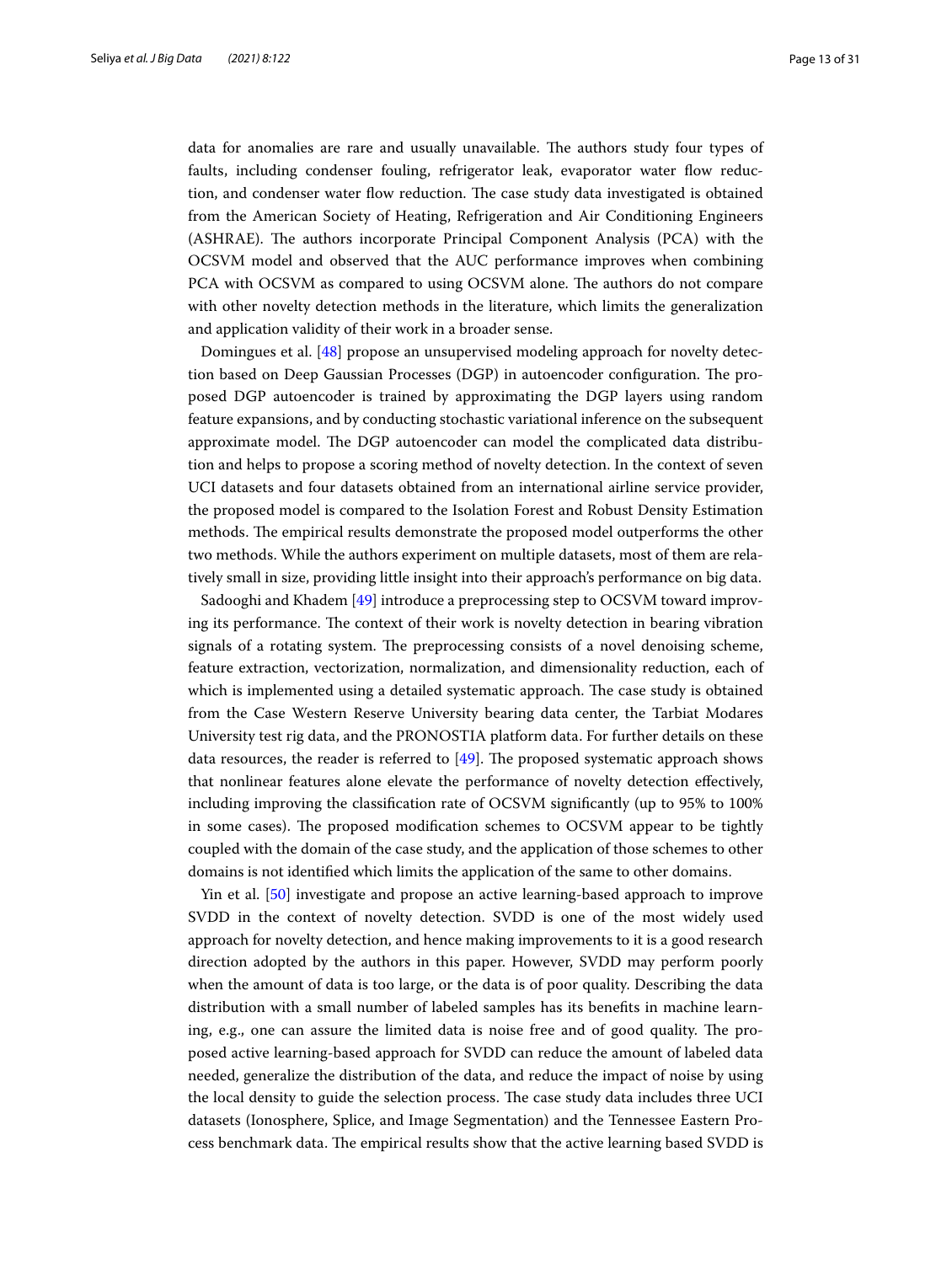data for anomalies are rare and usually unavailable. The authors study four types of faults, including condenser fouling, refrigerator leak, evaporator water flow reduction, and condenser water flow reduction. The case study data investigated is obtained from the American Society of Heating, Refrigeration and Air Conditioning Engineers (ASHRAE). The authors incorporate Principal Component Analysis (PCA) with the OCSVM model and observed that the AUC performance improves when combining PCA with OCSVM as compared to using OCSVM alone. The authors do not compare with other novelty detection methods in the literature, which limits the generalization and application validity of their work in a broader sense.

Domingues et al. [48] propose an unsupervised modeling approach for novelty detection based on Deep Gaussian Processes (DGP) in autoencoder configuration. The proposed DGP autoencoder is trained by approximating the DGP layers using random feature expansions, and by conducting stochastic variational inference on the subsequent approximate model. The DGP autoencoder can model the complicated data distribution and helps to propose a scoring method of novelty detection. In the context of seven UCI datasets and four datasets obtained from an international airline service provider, the proposed model is compared to the Isolation Forest and Robust Density Estimation methods. The empirical results demonstrate the proposed model outperforms the other two methods. While the authors experiment on multiple datasets, most of them are relatively small in size, providing little insight into their approach's performance on big data.

Sadooghi and Khadem [49] introduce a preprocessing step to OCSVM toward improving its performance. The context of their work is novelty detection in bearing vibration signals of a rotating system. The preprocessing consists of a novel denoising scheme, feature extraction, vectorization, normalization, and dimensionality reduction, each of which is implemented using a detailed systematic approach. The case study is obtained from the Case Western Reserve University bearing data center, the Tarbiat Modares University test rig data, and the PRONOSTIA platform data. For further details on these data resources, the reader is referred to [49]. The proposed systematic approach shows that nonlinear features alone elevate the performance of novelty detection effectively, including improving the classification rate of OCSVM significantly (up to 95% to 100% in some cases). The proposed modification schemes to OCSVM appear to be tightly coupled with the domain of the case study, and the application of those schemes to other domains is not identified which limits the application of the same to other domains.

Yin et al. [50] investigate and propose an active learning-based approach to improve SVDD in the context of novelty detection. SVDD is one of the most widely used approach for novelty detection, and hence making improvements to it is a good research direction adopted by the authors in this paper. However, SVDD may perform poorly when the amount of data is too large, or the data is of poor quality. Describing the data distribution with a small number of labeled samples has its benefits in machine learning, e.g., one can assure the limited data is noise free and of good quality. The proposed active learning-based approach for SVDD can reduce the amount of labeled data needed, generalize the distribution of the data, and reduce the impact of noise by using the local density to guide the selection process. The case study data includes three UCI datasets (Ionosphere, Splice, and Image Segmentation) and the Tennessee Eastern Process benchmark data. The empirical results show that the active learning based SVDD is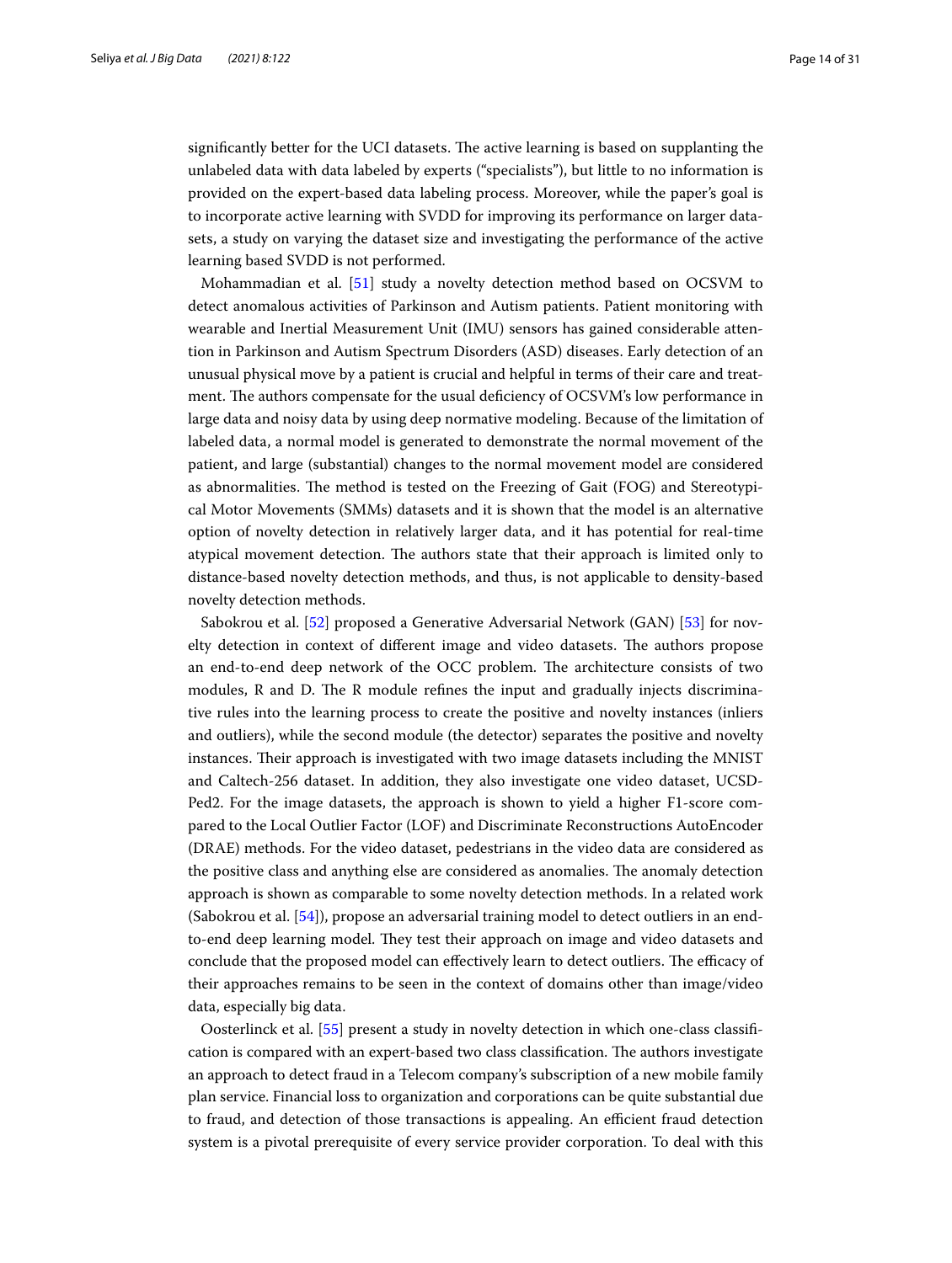significantly better for the UCI datasets. The active learning is based on supplanting the unlabeled data with data labeled by experts ("specialists"), but little to no information is provided on the expert-based data labeling process. Moreover, while the paper's goal is to incorporate active learning with SVDD for improving its performance on larger datasets, a study on varying the dataset size and investigating the performance of the active learning based SVDD is not performed.

Mohammadian et al. [51] study a novelty detection method based on OCSVM to detect anomalous activities of Parkinson and Autism patients. Patient monitoring with wearable and Inertial Measurement Unit (IMU) sensors has gained considerable attention in Parkinson and Autism Spectrum Disorders (ASD) diseases. Early detection of an unusual physical move by a patient is crucial and helpful in terms of their care and treatment. The authors compensate for the usual deficiency of OCSVM's low performance in large data and noisy data by using deep normative modeling. Because of the limitation of labeled data, a normal model is generated to demonstrate the normal movement of the patient, and large (substantial) changes to the normal movement model are considered as abnormalities. The method is tested on the Freezing of Gait (FOG) and Stereotypical Motor Movements (SMMs) datasets and it is shown that the model is an alternative option of novelty detection in relatively larger data, and it has potential for real-time atypical movement detection. The authors state that their approach is limited only to distance-based novelty detection methods, and thus, is not applicable to density-based novelty detection methods.

Sabokrou et al. [52] proposed a Generative Adversarial Network (GAN) [53] for novelty detection in context of different image and video datasets. The authors propose an end-to-end deep network of the OCC problem. The architecture consists of two modules, R and D. The R module refines the input and gradually injects discriminative rules into the learning process to create the positive and novelty instances (inliers and outliers), while the second module (the detector) separates the positive and novelty instances. Their approach is investigated with two image datasets including the MNIST and Caltech-256 dataset. In addition, they also investigate one video dataset, UCSD-Ped2. For the image datasets, the approach is shown to yield a higher F1-score compared to the Local Outlier Factor (LOF) and Discriminate Reconstructions AutoEncoder (DRAE) methods. For the video dataset, pedestrians in the video data are considered as the positive class and anything else are considered as anomalies. The anomaly detection approach is shown as comparable to some novelty detection methods. In a related work (Sabokrou et al. [54]), propose an adversarial training model to detect outliers in an end-to-end deep learning model. They test their approach on image and video datasets and conclude that the proposed model can effectively learn to detect outliers. The efficacy of their approaches remains to be seen in the context of domains other than image/video data, especially big data.

Oosterlinck et al. [55] present a study in novelty detection in which one-class classification is compared with an expert-based two class classification. The authors investigate an approach to detect fraud in a Telecom company's subscription of a new mobile family plan service. Financial loss to organization and corporations can be quite substantial due to fraud, and detection of those transactions is appealing. An efficient fraud detection system is a pivotal prerequisite of every service provider corporation. To deal with this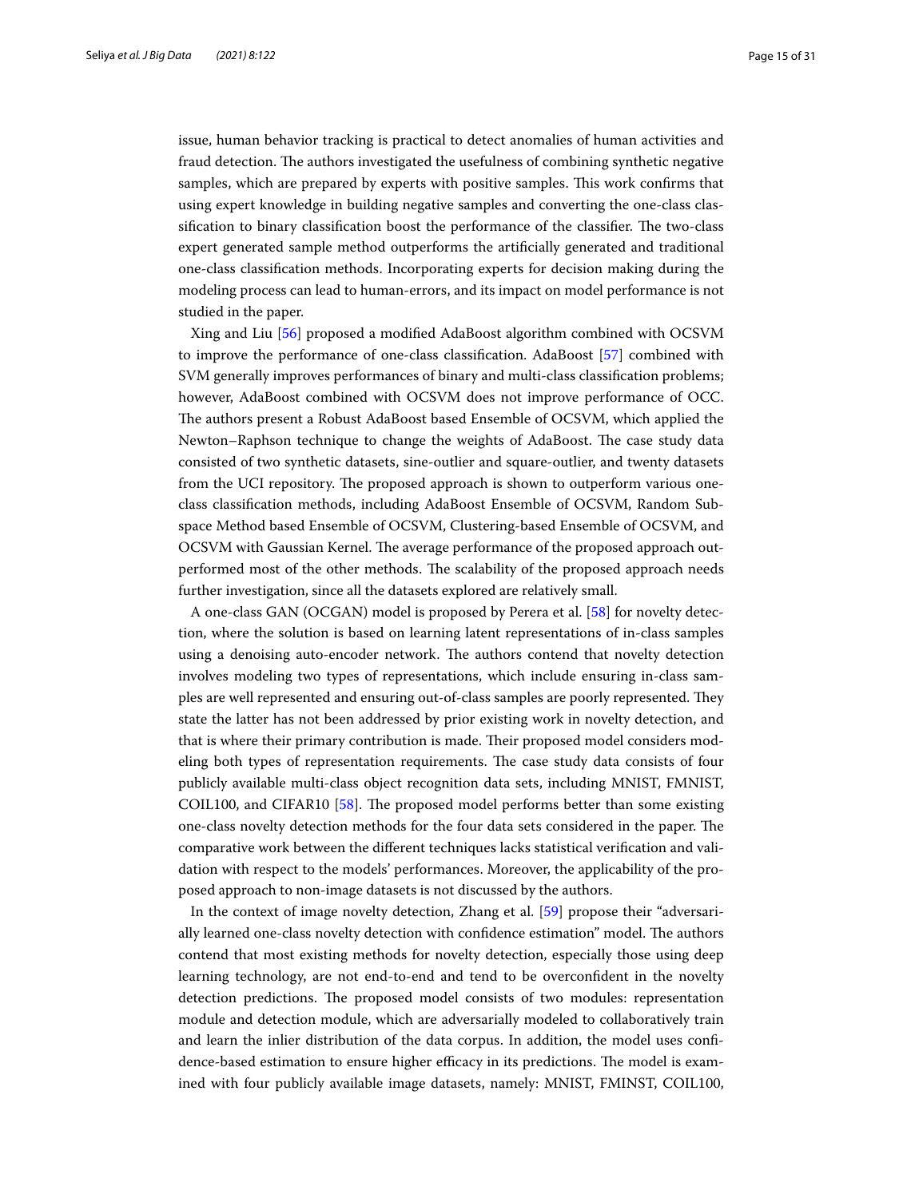issue, human behavior tracking is practical to detect anomalies of human activities and fraud detection. The authors investigated the usefulness of combining synthetic negative samples, which are prepared by experts with positive samples. This work confirms that using expert knowledge in building negative samples and converting the one-class classification to binary classification boost the performance of the classifier. The two-class expert generated sample method outperforms the artificially generated and traditional one-class classification methods. Incorporating experts for decision making during the modeling process can lead to human-errors, and its impact on model performance is not studied in the paper.

Xing and Liu [56] proposed a modified AdaBoost algorithm combined with OCSVM to improve the performance of one-class classification. AdaBoost [57] combined with SVM generally improves performances of binary and multi-class classification problems; however, AdaBoost combined with OCSVM does not improve performance of OCC. The authors present a Robust AdaBoost based Ensemble of OCSVM, which applied the Newton–Raphson technique to change the weights of AdaBoost. The case study data consisted of two synthetic datasets, sine-outlier and square-outlier, and twenty datasets from the UCI repository. The proposed approach is shown to outperform various one-class classification methods, including AdaBoost Ensemble of OCSVM, Random Subspace Method based Ensemble of OCSVM, Clustering-based Ensemble of OCSVM, and OCSVM with Gaussian Kernel. The average performance of the proposed approach outperformed most of the other methods. The scalability of the proposed approach needs further investigation, since all the datasets explored are relatively small.

A one-class GAN (OCGAN) model is proposed by Perera et al. [58] for novelty detection, where the solution is based on learning latent representations of in-class samples using a denoising auto-encoder network. The authors contend that novelty detection involves modeling two types of representations, which include ensuring in-class samples are well represented and ensuring out-of-class samples are poorly represented. They state the latter has not been addressed by prior existing work in novelty detection, and that is where their primary contribution is made. Their proposed model considers modeling both types of representation requirements. The case study data consists of four publicly available multi-class object recognition data sets, including MNIST, FMNIST, COIL100, and CIFAR10 [58]. The proposed model performs better than some existing one-class novelty detection methods for the four data sets considered in the paper. The comparative work between the different techniques lacks statistical verification and validation with respect to the models' performances. Moreover, the applicability of the proposed approach to non-image datasets is not discussed by the authors.

In the context of image novelty detection, Zhang et al. [59] propose their "adversarially learned one-class novelty detection with confidence estimation" model. The authors contend that most existing methods for novelty detection, especially those using deep learning technology, are not end-to-end and tend to be overconfident in the novelty detection predictions. The proposed model consists of two modules: representation module and detection module, which are adversarially modeled to collaboratively train and learn the inlier distribution of the data corpus. In addition, the model uses confidence-based estimation to ensure higher efficacy in its predictions. The model is examined with four publicly available image datasets, namely: MNIST, FMINST, COIL100,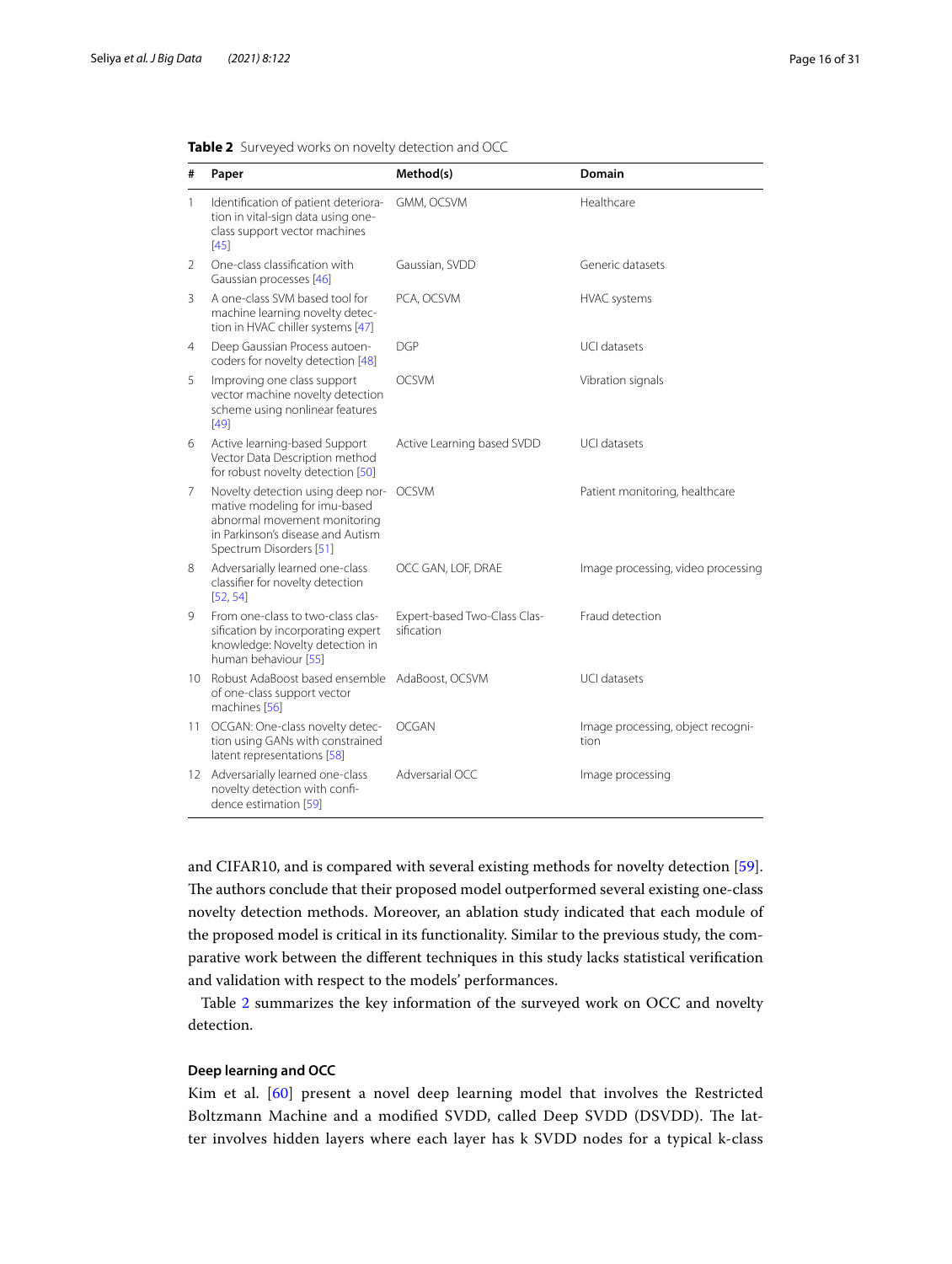**Table 2** Surveyed works on novelty detection and OCC

| # | Paper | Method(s) | Domain |
|---|---|---|---|
| 1 | Identification of patient deterioration in vital-sign data using one-class support vector machines [45] | GMM, OCSVM | Healthcare |
| 2 | One-class classification with Gaussian processes [46] | Gaussian, SVDD | Generic datasets |
| 3 | A one-class SVM based tool for machine learning novelty detection in HVAC chiller systems [47] | PCA, OCSVM | HVAC systems |
| 4 | Deep Gaussian Process autoencoders for novelty detection [48] | DGP | UCI datasets |
| 5 | Improving one class support vector machine novelty detection scheme using nonlinear features [49] | OCSVM | Vibration signals |
| 6 | Active learning-based Support Vector Data Description method for robust novelty detection [50] | Active Learning based SVDD | UCI datasets |
| 7 | Novelty detection using deep normative modeling for imu-based abnormal movement monitoring in Parkinson's disease and Autism Spectrum Disorders [51] | OCSVM | Patient monitoring, healthcare |
| 8 | Adversarially learned one-class classifier for novelty detection [52, 54] | OCC GAN, LOF, DRAE | Image processing, video processing |
| 9 | From one-class to two-class classification by incorporating expert knowledge: Novelty detection in human behaviour [55] | Expert-based Two-Class Classification | Fraud detection |
| 10 | Robust AdaBoost based ensemble of one-class support vector machines [56] | AdaBoost, OCSVM | UCI datasets |
| 11 | OCGAN: One-class novelty detection using GANs with constrained latent representations [58] | OCGAN | Image processing, object recognition |
| 12 | Adversarially learned one-class novelty detection with confidence estimation [59] | Adversarial OCC | Image processing |

and CIFAR10, and is compared with several existing methods for novelty detection [59]. The authors conclude that their proposed model outperformed several existing one-class novelty detection methods. Moreover, an ablation study indicated that each module of the proposed model is critical in its functionality. Similar to the previous study, the comparative work between the different techniques in this study lacks statistical verification and validation with respect to the models' performances.

Table 2 summarizes the key information of the surveyed work on OCC and novelty detection.

### Deep learning and OCC

Kim et al. [60] present a novel deep learning model that involves the Restricted Boltzmann Machine and a modified SVDD, called Deep SVDD (DSVDD). The latter involves hidden layers where each layer has k SVDD nodes for a typical k-class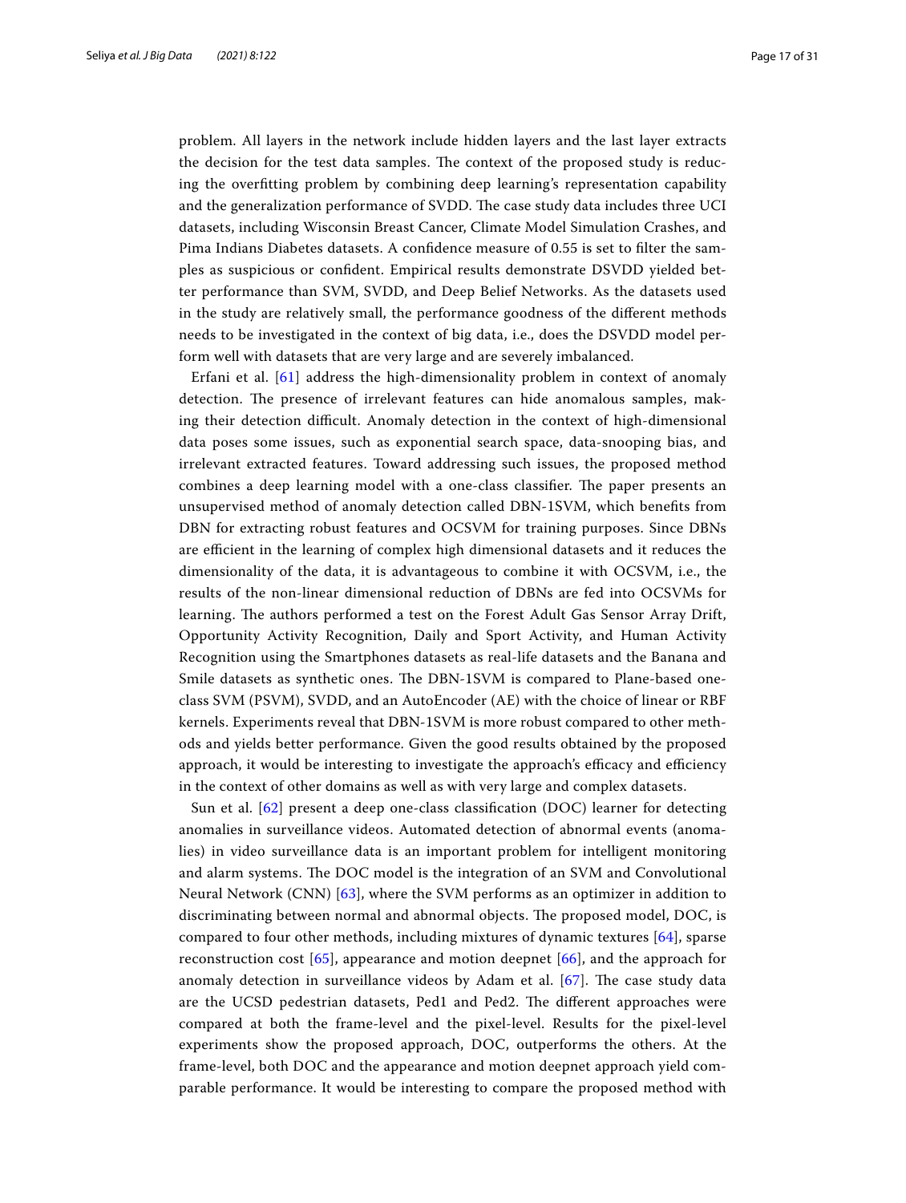problem. All layers in the network include hidden layers and the last layer extracts the decision for the test data samples. The context of the proposed study is reducing the overfitting problem by combining deep learning's representation capability and the generalization performance of SVDD. The case study data includes three UCI datasets, including Wisconsin Breast Cancer, Climate Model Simulation Crashes, and Pima Indians Diabetes datasets. A confidence measure of 0.55 is set to filter the samples as suspicious or confident. Empirical results demonstrate DSVDD yielded better performance than SVM, SVDD, and Deep Belief Networks. As the datasets used in the study are relatively small, the performance goodness of the different methods needs to be investigated in the context of big data, i.e., does the DSVDD model perform well with datasets that are very large and are severely imbalanced.

Erfani et al. [61] address the high-dimensionality problem in context of anomaly detection. The presence of irrelevant features can hide anomalous samples, making their detection difficult. Anomaly detection in the context of high-dimensional data poses some issues, such as exponential search space, data-snooping bias, and irrelevant extracted features. Toward addressing such issues, the proposed method combines a deep learning model with a one-class classifier. The paper presents an unsupervised method of anomaly detection called DBN-1SVM, which benefits from DBN for extracting robust features and OCSVM for training purposes. Since DBNs are efficient in the learning of complex high dimensional datasets and it reduces the dimensionality of the data, it is advantageous to combine it with OCSVM, i.e., the results of the non-linear dimensional reduction of DBNs are fed into OCSVMs for learning. The authors performed a test on the Forest Adult Gas Sensor Array Drift, Opportunity Activity Recognition, Daily and Sport Activity, and Human Activity Recognition using the Smartphones datasets as real-life datasets and the Banana and Smile datasets as synthetic ones. The DBN-1SVM is compared to Plane-based one-class SVM (PSVM), SVDD, and an AutoEncoder (AE) with the choice of linear or RBF kernels. Experiments reveal that DBN-1SVM is more robust compared to other methods and yields better performance. Given the good results obtained by the proposed approach, it would be interesting to investigate the approach's efficacy and efficiency in the context of other domains as well as with very large and complex datasets.

Sun et al. [62] present a deep one-class classification (DOC) learner for detecting anomalies in surveillance videos. Automated detection of abnormal events (anomalies) in video surveillance data is an important problem for intelligent monitoring and alarm systems. The DOC model is the integration of an SVM and Convolutional Neural Network (CNN) [63], where the SVM performs as an optimizer in addition to discriminating between normal and abnormal objects. The proposed model, DOC, is compared to four other methods, including mixtures of dynamic textures [64], sparse reconstruction cost [65], appearance and motion deepnet [66], and the approach for anomaly detection in surveillance videos by Adam et al. [67]. The case study data are the UCSD pedestrian datasets, Ped1 and Ped2. The different approaches were compared at both the frame-level and the pixel-level. Results for the pixel-level experiments show the proposed approach, DOC, outperforms the others. At the frame-level, both DOC and the appearance and motion deepnet approach yield comparable performance. It would be interesting to compare the proposed method with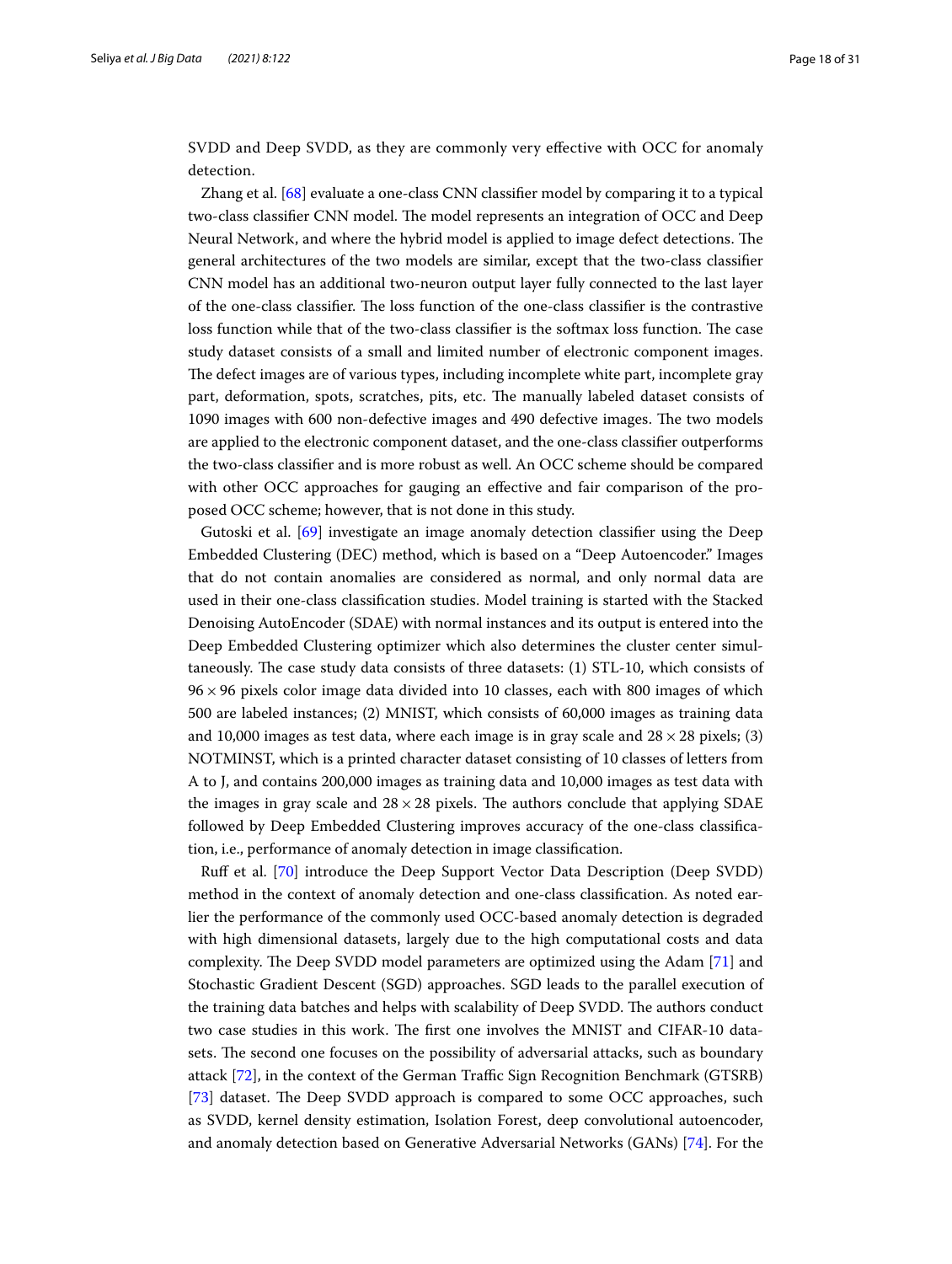SVDD and Deep SVDD, as they are commonly very effective with OCC for anomaly detection.

Zhang et al. [68] evaluate a one-class CNN classifier model by comparing it to a typical two-class classifier CNN model. The model represents an integration of OCC and Deep Neural Network, and where the hybrid model is applied to image defect detections. The general architectures of the two models are similar, except that the two-class classifier CNN model has an additional two-neuron output layer fully connected to the last layer of the one-class classifier. The loss function of the one-class classifier is the contrastive loss function while that of the two-class classifier is the softmax loss function. The case study dataset consists of a small and limited number of electronic component images. The defect images are of various types, including incomplete white part, incomplete gray part, deformation, spots, scratches, pits, etc. The manually labeled dataset consists of 1090 images with 600 non-defective images and 490 defective images. The two models are applied to the electronic component dataset, and the one-class classifier outperforms the two-class classifier and is more robust as well. An OCC scheme should be compared with other OCC approaches for gauging an effective and fair comparison of the proposed OCC scheme; however, that is not done in this study.

Gutoski et al. [69] investigate an image anomaly detection classifier using the Deep Embedded Clustering (DEC) method, which is based on a "Deep Autoencoder." Images that do not contain anomalies are considered as normal, and only normal data are used in their one-class classification studies. Model training is started with the Stacked Denoising AutoEncoder (SDAE) with normal instances and its output is entered into the Deep Embedded Clustering optimizer which also determines the cluster center simultaneously. The case study data consists of three datasets: (1) STL-10, which consists of $96 \times 96$ pixels color image data divided into 10 classes, each with 800 images of which 500 are labeled instances; (2) MNIST, which consists of 60,000 images as training data and 10,000 images as test data, where each image is in gray scale and $28 \times 28$ pixels; (3) NOTMINST, which is a printed character dataset consisting of 10 classes of letters from A to J, and contains 200,000 images as training data and 10,000 images as test data with the images in gray scale and $28 \times 28$ pixels. The authors conclude that applying SDAE followed by Deep Embedded Clustering improves accuracy of the one-class classification, i.e., performance of anomaly detection in image classification.

Ruff et al. [70] introduce the Deep Support Vector Data Description (Deep SVDD) method in the context of anomaly detection and one-class classification. As noted earlier the performance of the commonly used OCC-based anomaly detection is degraded with high dimensional datasets, largely due to the high computational costs and data complexity. The Deep SVDD model parameters are optimized using the Adam [71] and Stochastic Gradient Descent (SGD) approaches. SGD leads to the parallel execution of the training data batches and helps with scalability of Deep SVDD. The authors conduct two case studies in this work. The first one involves the MNIST and CIFAR-10 datasets. The second one focuses on the possibility of adversarial attacks, such as boundary attack [72], in the context of the German Traffic Sign Recognition Benchmark (GTSRB) [73] dataset. The Deep SVDD approach is compared to some OCC approaches, such as SVDD, kernel density estimation, Isolation Forest, deep convolutional autoencoder, and anomaly detection based on Generative Adversarial Networks (GANs) [74]. For the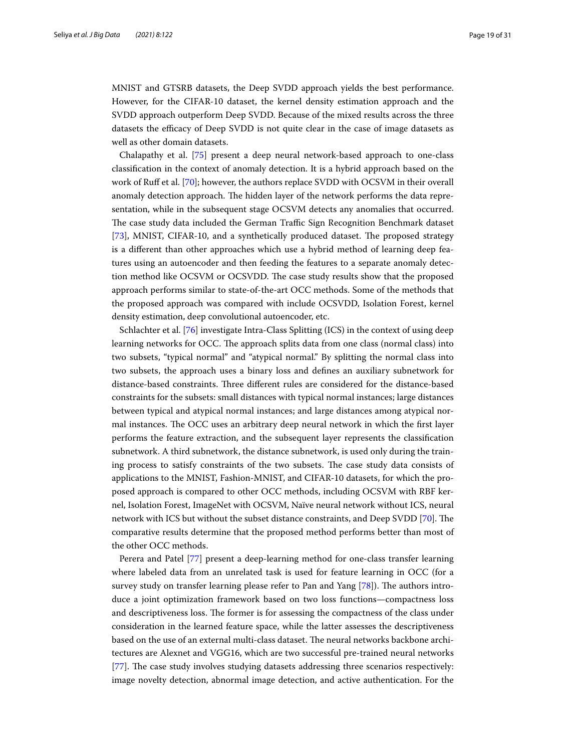MNIST and GTSRB datasets, the Deep SVDD approach yields the best performance. However, for the CIFAR-10 dataset, the kernel density estimation approach and the SVDD approach outperform Deep SVDD. Because of the mixed results across the three datasets the efficacy of Deep SVDD is not quite clear in the case of image datasets as well as other domain datasets.

Chalapathy et al. [75] present a deep neural network-based approach to one-class classification in the context of anomaly detection. It is a hybrid approach based on the work of Ruff et al. [70]; however, the authors replace SVDD with OCSVM in their overall anomaly detection approach. The hidden layer of the network performs the data representation, while in the subsequent stage OCSVM detects any anomalies that occurred. The case study data included the German Traffic Sign Recognition Benchmark dataset [73], MNIST, CIFAR-10, and a synthetically produced dataset. The proposed strategy is a different than other approaches which use a hybrid method of learning deep features using an autoencoder and then feeding the features to a separate anomaly detection method like OCSVM or OCSVDD. The case study results show that the proposed approach performs similar to state-of-the-art OCC methods. Some of the methods that the proposed approach was compared with include OCSVDD, Isolation Forest, kernel density estimation, deep convolutional autoencoder, etc.

Schlachter et al. [76] investigate Intra-Class Splitting (ICS) in the context of using deep learning networks for OCC. The approach splits data from one class (normal class) into two subsets, "typical normal" and "atypical normal." By splitting the normal class into two subsets, the approach uses a binary loss and defines an auxiliary subnetwork for distance-based constraints. Three different rules are considered for the distance-based constraints for the subsets: small distances with typical normal instances; large distances between typical and atypical normal instances; and large distances among atypical normal instances. The OCC uses an arbitrary deep neural network in which the first layer performs the feature extraction, and the subsequent layer represents the classification subnetwork. A third subnetwork, the distance subnetwork, is used only during the training process to satisfy constraints of the two subsets. The case study data consists of applications to the MNIST, Fashion-MNIST, and CIFAR-10 datasets, for which the proposed approach is compared to other OCC methods, including OCSVM with RBF kernel, Isolation Forest, ImageNet with OCSVM, Naïve neural network without ICS, neural network with ICS but without the subset distance constraints, and Deep SVDD [70]. The comparative results determine that the proposed method performs better than most of the other OCC methods.

Perera and Patel [77] present a deep-learning method for one-class transfer learning where labeled data from an unrelated task is used for feature learning in OCC (for a survey study on transfer learning please refer to Pan and Yang [78]). The authors introduce a joint optimization framework based on two loss functions—compactness loss and descriptiveness loss. The former is for assessing the compactness of the class under consideration in the learned feature space, while the latter assesses the descriptiveness based on the use of an external multi-class dataset. The neural networks backbone architectures are Alexnet and VGG16, which are two successful pre-trained neural networks [77]. The case study involves studying datasets addressing three scenarios respectively: image novelty detection, abnormal image detection, and active authentication. For the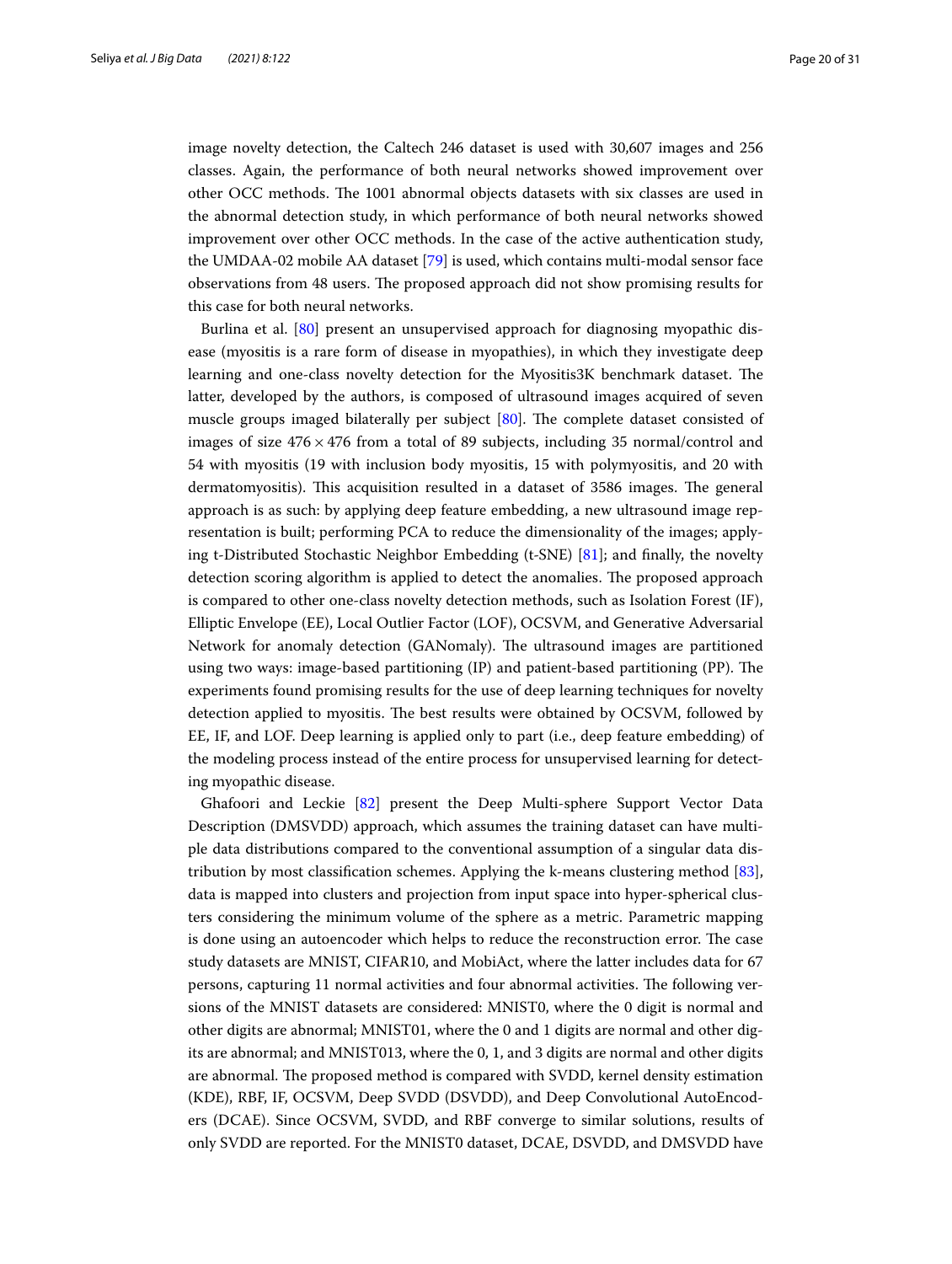image novelty detection, the Caltech 246 dataset is used with 30,607 images and 256 classes. Again, the performance of both neural networks showed improvement over other OCC methods. The 1001 abnormal objects datasets with six classes are used in the abnormal detection study, in which performance of both neural networks showed improvement over other OCC methods. In the case of the active authentication study, the UMDAA-02 mobile AA dataset [79] is used, which contains multi-modal sensor face observations from 48 users. The proposed approach did not show promising results for this case for both neural networks.

Burlina et al. [80] present an unsupervised approach for diagnosing myopathic disease (myositis is a rare form of disease in myopathies), in which they investigate deep learning and one-class novelty detection for the Myositis3K benchmark dataset. The latter, developed by the authors, is composed of ultrasound images acquired of seven muscle groups imaged bilaterally per subject [80]. The complete dataset consisted of images of size $476 \times 476$ from a total of 89 subjects, including 35 normal/control and 54 with myositis (19 with inclusion body myositis, 15 with polymyositis, and 20 with dermatomyositis). This acquisition resulted in a dataset of 3586 images. The general approach is as such: by applying deep feature embedding, a new ultrasound image representation is built; performing PCA to reduce the dimensionality of the images; applying t-Distributed Stochastic Neighbor Embedding (t-SNE) [81]; and finally, the novelty detection scoring algorithm is applied to detect the anomalies. The proposed approach is compared to other one-class novelty detection methods, such as Isolation Forest (IF), Elliptic Envelope (EE), Local Outlier Factor (LOF), OCSVM, and Generative Adversarial Network for anomaly detection (GANomaly). The ultrasound images are partitioned using two ways: image-based partitioning (IP) and patient-based partitioning (PP). The experiments found promising results for the use of deep learning techniques for novelty detection applied to myositis. The best results were obtained by OCSVM, followed by EE, IF, and LOF. Deep learning is applied only to part (i.e., deep feature embedding) of the modeling process instead of the entire process for unsupervised learning for detecting myopathic disease.

Ghafoori and Leckie [82] present the Deep Multi-sphere Support Vector Data Description (DMSVDD) approach, which assumes the training dataset can have multiple data distributions compared to the conventional assumption of a singular data distribution by most classification schemes. Applying the k-means clustering method [83], data is mapped into clusters and projection from input space into hyper-spherical clusters considering the minimum volume of the sphere as a metric. Parametric mapping is done using an autoencoder which helps to reduce the reconstruction error. The case study datasets are MNIST, CIFAR10, and MobiAct, where the latter includes data for 67 persons, capturing 11 normal activities and four abnormal activities. The following versions of the MNIST datasets are considered: MNIST0, where the 0 digit is normal and other digits are abnormal; MNIST01, where the 0 and 1 digits are normal and other digits are abnormal; and MNIST013, where the 0, 1, and 3 digits are normal and other digits are abnormal. The proposed method is compared with SVDD, kernel density estimation (KDE), RBF, IF, OCSVM, Deep SVDD (DSVDD), and Deep Convolutional AutoEncoders (DCAE). Since OCSVM, SVDD, and RBF converge to similar solutions, results of only SVDD are reported. For the MNIST0 dataset, DCAE, DSVDD, and DMSVDD have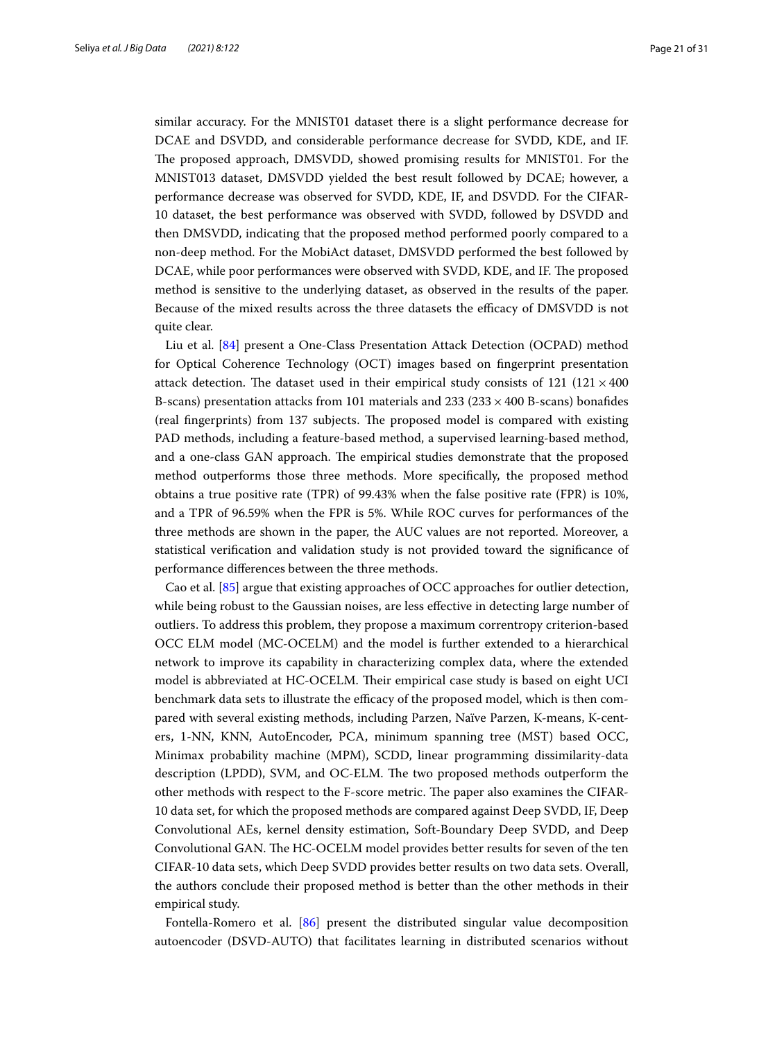similar accuracy. For the MNIST01 dataset there is a slight performance decrease for DCAE and DSVDD, and considerable performance decrease for SVDD, KDE, and IF. The proposed approach, DMSVDD, showed promising results for MNIST01. For the MNIST013 dataset, DMSVDD yielded the best result followed by DCAE; however, a performance decrease was observed for SVDD, KDE, IF, and DSVDD. For the CIFAR-10 dataset, the best performance was observed with SVDD, followed by DSVDD and then DMSVDD, indicating that the proposed method performed poorly compared to a non-deep method. For the MobiAct dataset, DMSVDD performed the best followed by DCAE, while poor performances were observed with SVDD, KDE, and IF. The proposed method is sensitive to the underlying dataset, as observed in the results of the paper. Because of the mixed results across the three datasets the efficacy of DMSVDD is not quite clear.

Liu et al. [84] present a One-Class Presentation Attack Detection (OCPAD) method for Optical Coherence Technology (OCT) images based on fingerprint presentation attack detection. The dataset used in their empirical study consists of 121 ($121 \times 400$ B-scans) presentation attacks from 101 materials and 233 ($233 \times 400$ B-scans) bonafides (real fingerprints) from 137 subjects. The proposed model is compared with existing PAD methods, including a feature-based method, a supervised learning-based method, and a one-class GAN approach. The empirical studies demonstrate that the proposed method outperforms those three methods. More specifically, the proposed method obtains a true positive rate (TPR) of 99.43% when the false positive rate (FPR) is 10%, and a TPR of 96.59% when the FPR is 5%. While ROC curves for performances of the three methods are shown in the paper, the AUC values are not reported. Moreover, a statistical verification and validation study is not provided toward the significance of performance differences between the three methods.

Cao et al. [85] argue that existing approaches of OCC approaches for outlier detection, while being robust to the Gaussian noises, are less effective in detecting large number of outliers. To address this problem, they propose a maximum correntropy criterion-based OCC ELM model (MC-OCELM) and the model is further extended to a hierarchical network to improve its capability in characterizing complex data, where the extended model is abbreviated at HC-OCELM. Their empirical case study is based on eight UCI benchmark data sets to illustrate the efficacy of the proposed model, which is then compared with several existing methods, including Parzen, Naïve Parzen, K-means, K-centers, 1-NN, KNN, AutoEncoder, PCA, minimum spanning tree (MST) based OCC, Minimax probability machine (MPM), SCDD, linear programming dissimilarity-data description (LPDD), SVM, and OC-ELM. The two proposed methods outperform the other methods with respect to the F-score metric. The paper also examines the CIFAR-10 data set, for which the proposed methods are compared against Deep SVDD, IF, Deep Convolutional AEs, kernel density estimation, Soft-Boundary Deep SVDD, and Deep Convolutional GAN. The HC-OCELM model provides better results for seven of the ten CIFAR-10 data sets, which Deep SVDD provides better results on two data sets. Overall, the authors conclude their proposed method is better than the other methods in their empirical study.

Fontella-Romero et al. [86] present the distributed singular value decomposition autoencoder (DSVD-AUTO) that facilitates learning in distributed scenarios without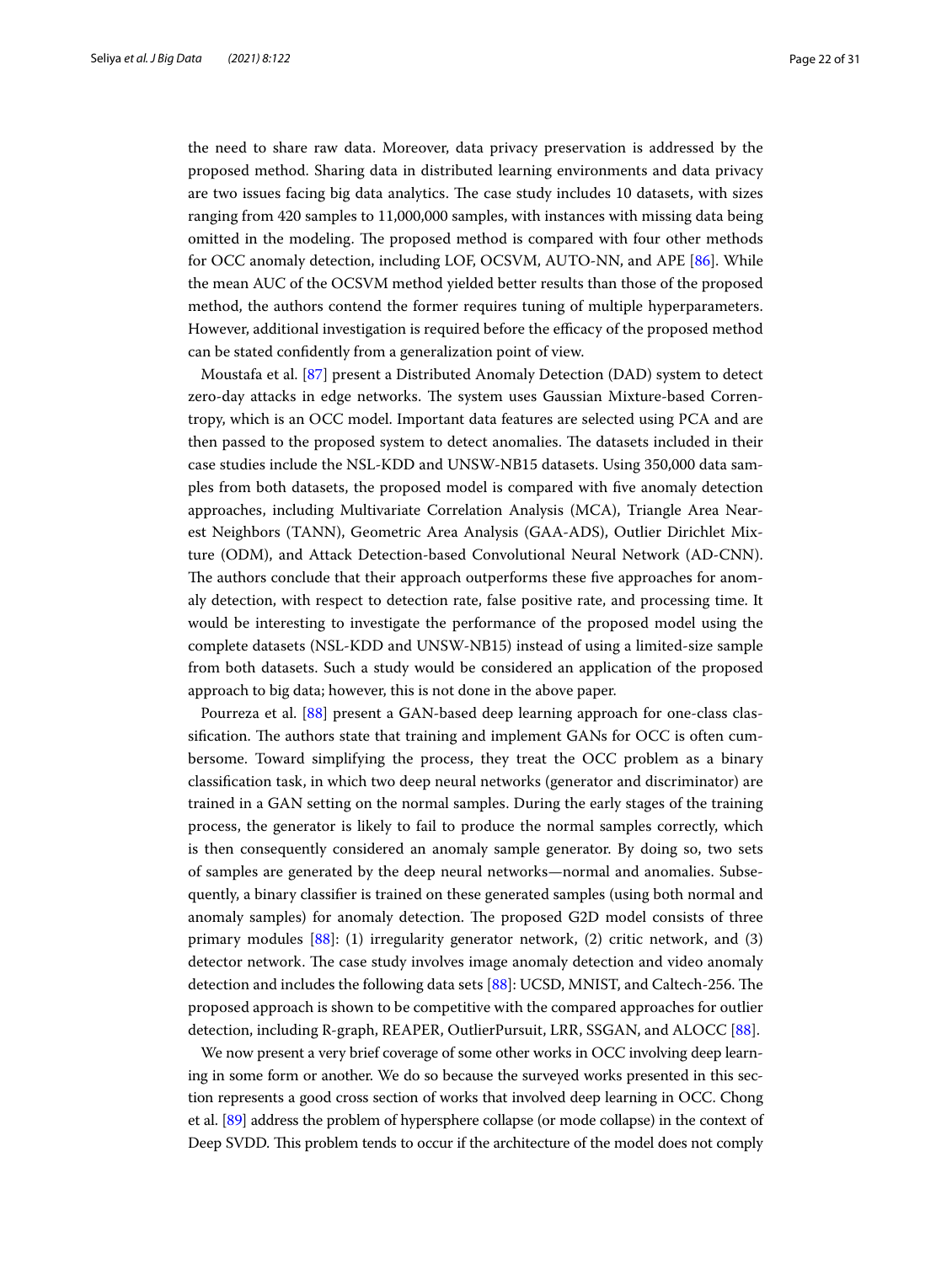the need to share raw data. Moreover, data privacy preservation is addressed by the proposed method. Sharing data in distributed learning environments and data privacy are two issues facing big data analytics. The case study includes 10 datasets, with sizes ranging from 420 samples to 11,000,000 samples, with instances with missing data being omitted in the modeling. The proposed method is compared with four other methods for OCC anomaly detection, including LOF, OCSVM, AUTO-NN, and APE [86]. While the mean AUC of the OCSVM method yielded better results than those of the proposed method, the authors contend the former requires tuning of multiple hyperparameters. However, additional investigation is required before the efficacy of the proposed method can be stated confidently from a generalization point of view.

Moustafa et al. [87] present a Distributed Anomaly Detection (DAD) system to detect zero-day attacks in edge networks. The system uses Gaussian Mixture-based Correntropy, which is an OCC model. Important data features are selected using PCA and are then passed to the proposed system to detect anomalies. The datasets included in their case studies include the NSL-KDD and UNSW-NB15 datasets. Using 350,000 data samples from both datasets, the proposed model is compared with five anomaly detection approaches, including Multivariate Correlation Analysis (MCA), Triangle Area Nearest Neighbors (TANN), Geometric Area Analysis (GAA-ADS), Outlier Dirichlet Mixture (ODM), and Attack Detection-based Convolutional Neural Network (AD-CNN). The authors conclude that their approach outperforms these five approaches for anomaly detection, with respect to detection rate, false positive rate, and processing time. It would be interesting to investigate the performance of the proposed model using the complete datasets (NSL-KDD and UNSW-NB15) instead of using a limited-size sample from both datasets. Such a study would be considered an application of the proposed approach to big data; however, this is not done in the above paper.

Pourreza et al. [88] present a GAN-based deep learning approach for one-class classification. The authors state that training and implement GANs for OCC is often cumbersome. Toward simplifying the process, they treat the OCC problem as a binary classification task, in which two deep neural networks (generator and discriminator) are trained in a GAN setting on the normal samples. During the early stages of the training process, the generator is likely to fail to produce the normal samples correctly, which is then consequently considered an anomaly sample generator. By doing so, two sets of samples are generated by the deep neural networks—normal and anomalies. Subsequently, a binary classifier is trained on these generated samples (using both normal and anomaly samples) for anomaly detection. The proposed G2D model consists of three primary modules [88]: (1) irregularity generator network, (2) critic network, and (3) detector network. The case study involves image anomaly detection and video anomaly detection and includes the following data sets [88]: UCSD, MNIST, and Caltech-256. The proposed approach is shown to be competitive with the compared approaches for outlier detection, including R-graph, REAPER, OutlierPursuit, LRR, SSGAN, and ALOCC [88].

We now present a very brief coverage of some other works in OCC involving deep learning in some form or another. We do so because the surveyed works presented in this section represents a good cross section of works that involved deep learning in OCC. Chong et al. [89] address the problem of hypersphere collapse (or mode collapse) in the context of Deep SVDD. This problem tends to occur if the architecture of the model does not comply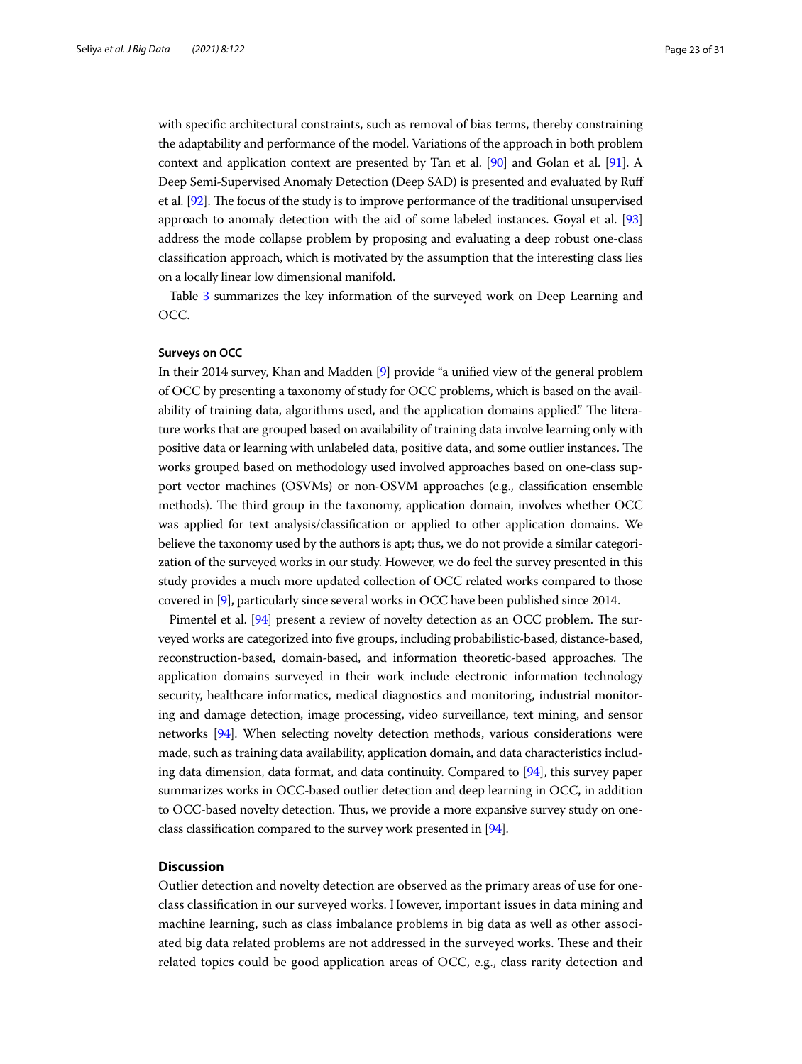with specific architectural constraints, such as removal of bias terms, thereby constraining the adaptability and performance of the model. Variations of the approach in both problem context and application context are presented by Tan et al. [90] and Golan et al. [91]. A Deep Semi-Supervised Anomaly Detection (Deep SAD) is presented and evaluated by Ruff et al. [92]. The focus of the study is to improve performance of the traditional unsupervised approach to anomaly detection with the aid of some labeled instances. Goyal et al. [93] address the mode collapse problem by proposing and evaluating a deep robust one-class classification approach, which is motivated by the assumption that the interesting class lies on a locally linear low dimensional manifold.

Table 3 summarizes the key information of the surveyed work on Deep Learning and OCC.

### Surveys on OCC

In their 2014 survey, Khan and Madden [9] provide "a unified view of the general problem of OCC by presenting a taxonomy of study for OCC problems, which is based on the availability of training data, algorithms used, and the application domains applied." The literature works that are grouped based on availability of training data involve learning only with positive data or learning with unlabeled data, positive data, and some outlier instances. The works grouped based on methodology used involved approaches based on one-class support vector machines (OSVMs) or non-OSVM approaches (e.g., classification ensemble methods). The third group in the taxonomy, application domain, involves whether OCC was applied for text analysis/classification or applied to other application domains. We believe the taxonomy used by the authors is apt; thus, we do not provide a similar categorization of the surveyed works in our study. However, we do feel the survey presented in this study provides a much more updated collection of OCC related works compared to those covered in [9], particularly since several works in OCC have been published since 2014.

Pimentel et al. [94] present a review of novelty detection as an OCC problem. The surveyed works are categorized into five groups, including probabilistic-based, distance-based, reconstruction-based, domain-based, and information theoretic-based approaches. The application domains surveyed in their work include electronic information technology security, healthcare informatics, medical diagnostics and monitoring, industrial monitoring and damage detection, image processing, video surveillance, text mining, and sensor networks [94]. When selecting novelty detection methods, various considerations were made, such as training data availability, application domain, and data characteristics including data dimension, data format, and data continuity. Compared to [94], this survey paper summarizes works in OCC-based outlier detection and deep learning in OCC, in addition to OCC-based novelty detection. Thus, we provide a more expansive survey study on one-class classification compared to the survey work presented in [94].

## Discussion

Outlier detection and novelty detection are observed as the primary areas of use for one-class classification in our surveyed works. However, important issues in data mining and machine learning, such as class imbalance problems in big data as well as other associated big data related problems are not addressed in the surveyed works. These and their related topics could be good application areas of OCC, e.g., class rarity detection and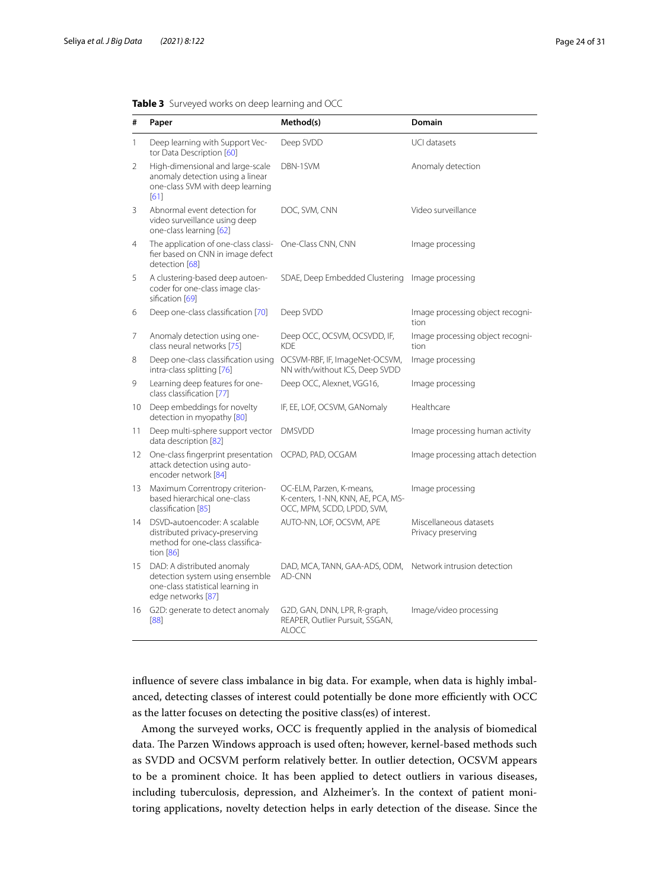**Table 3** Surveyed works on deep learning and OCC

| # | Paper | Method(s) | Domain |
|---|---|---|---|
| 1 | Deep learning with Support Vector Data Description [60] | Deep SVDD | UCI datasets |
| 2 | High-dimensional and large-scale anomaly detection using a linear one-class SVM with deep learning [61] | DBN-1SVM | Anomaly detection |
| 3 | Abnormal event detection for video surveillance using deep one-class learning [62] | DOC, SVM, CNN | Video surveillance |
| 4 | The application of one-class classifier based on CNN in image defect detection [68] | One-Class CNN, CNN | Image processing |
| 5 | A clustering-based deep autoencoder for one-class image classification [69] | SDAE, Deep Embedded Clustering | Image processing |
| 6 | Deep one-class classification [70] | Deep SVDD | Image processing object recognition |
| 7 | Anomaly detection using one-class neural networks [75] | Deep OCC, OCSVM, OCSVDD, IF, KDE | Image processing object recognition |
| 8 | Deep one-class classification using intra-class splitting [76] | OCSVM-RBF, IF, ImageNet-OCSVM, NN with/without ICS, Deep SVDD | Image processing |
| 9 | Learning deep features for one-class classification [77] | Deep OCC, Alexnet, VGG16, | Image processing |
| 10 | Deep embeddings for novelty detection in myopathy [80] | IF, EE, LOF, OCSVM, GANomaly | Healthcare |
| 11 | Deep multi-sphere support vector data description [82] | DMSVDD | Image processing human activity |
| 12 | One-class fingerprint presentation attack detection using auto-encoder network [84] | OCPAD, PAD, OCGAM | Image processing attach detection |
| 13 | Maximum Correntropy criterion-based hierarchical one-class classification [85] | OC-ELM, Parzen, K-means, K-centers, 1-NN, KNN, AE, PCA, MS-OCC, MPM, SCDD, LPDD, SVM, | Image processing |
| 14 | DSVD-autoencoder: A scalable distributed privacy-preserving method for one-class classification [86] | AUTO-NN, LOF, OCSVM, APE | Miscellaneous datasets Privacy preserving |
| 15 | DAD: A distributed anomaly detection system using ensemble one-class statistical learning in edge networks [87] | DAD, MCA, TANN, GAA-ADS, ODM, AD-CNN | Network intrusion detection |
| 16 | G2D: generate to detect anomaly [88] | G2D, GAN, DNN, LPR, R-graph, REAPER, Outlier Pursuit, SSGAN, ALOCC | Image/video processing |

influence of severe class imbalance in big data. For example, when data is highly imbalanced, detecting classes of interest could potentially be done more efficiently with OCC as the latter focuses on detecting the positive class(es) of interest.

Among the surveyed works, OCC is frequently applied in the analysis of biomedical data. The Parzen Windows approach is used often; however, kernel-based methods such as SVDD and OCSVM perform relatively better. In outlier detection, OCSVM appears to be a prominent choice. It has been applied to detect outliers in various diseases, including tuberculosis, depression, and Alzheimer's. In the context of patient monitoring applications, novelty detection helps in early detection of the disease. Since the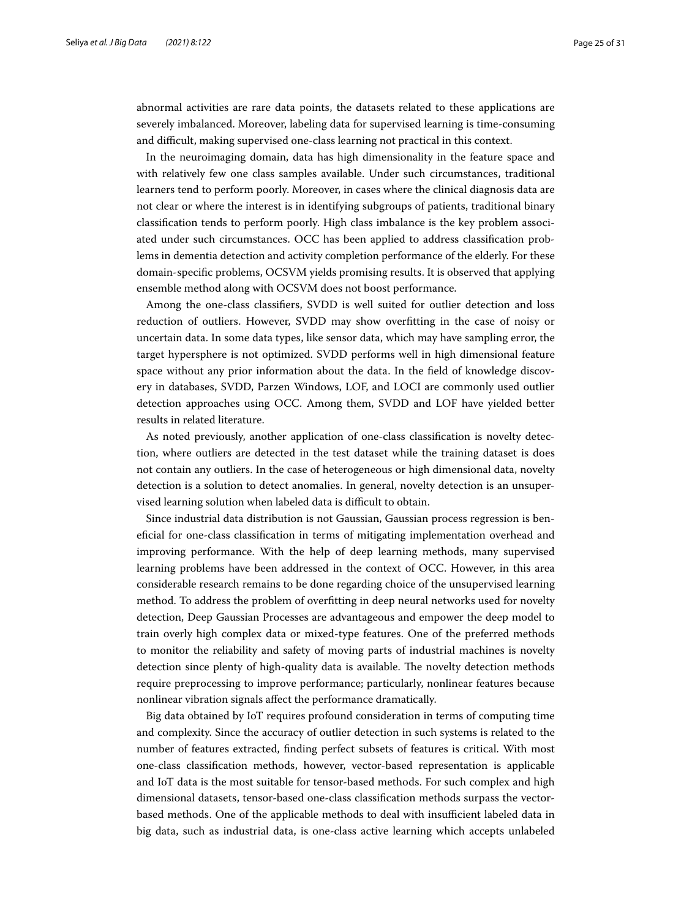abnormal activities are rare data points, the datasets related to these applications are severely imbalanced. Moreover, labeling data for supervised learning is time-consuming and difficult, making supervised one-class learning not practical in this context.

In the neuroimaging domain, data has high dimensionality in the feature space and with relatively few one class samples available. Under such circumstances, traditional learners tend to perform poorly. Moreover, in cases where the clinical diagnosis data are not clear or where the interest is in identifying subgroups of patients, traditional binary classification tends to perform poorly. High class imbalance is the key problem associated under such circumstances. OCC has been applied to address classification problems in dementia detection and activity completion performance of the elderly. For these domain-specific problems, OCSVM yields promising results. It is observed that applying ensemble method along with OCSVM does not boost performance.

Among the one-class classifiers, SVDD is well suited for outlier detection and loss reduction of outliers. However, SVDD may show overfitting in the case of noisy or uncertain data. In some data types, like sensor data, which may have sampling error, the target hypersphere is not optimized. SVDD performs well in high dimensional feature space without any prior information about the data. In the field of knowledge discovery in databases, SVDD, Parzen Windows, LOF, and LOCI are commonly used outlier detection approaches using OCC. Among them, SVDD and LOF have yielded better results in related literature.

As noted previously, another application of one-class classification is novelty detection, where outliers are detected in the test dataset while the training dataset is does not contain any outliers. In the case of heterogeneous or high dimensional data, novelty detection is a solution to detect anomalies. In general, novelty detection is an unsupervised learning solution when labeled data is difficult to obtain.

Since industrial data distribution is not Gaussian, Gaussian process regression is beneficial for one-class classification in terms of mitigating implementation overhead and improving performance. With the help of deep learning methods, many supervised learning problems have been addressed in the context of OCC. However, in this area considerable research remains to be done regarding choice of the unsupervised learning method. To address the problem of overfitting in deep neural networks used for novelty detection, Deep Gaussian Processes are advantageous and empower the deep model to train overly high complex data or mixed-type features. One of the preferred methods to monitor the reliability and safety of moving parts of industrial machines is novelty detection since plenty of high-quality data is available. The novelty detection methods require preprocessing to improve performance; particularly, nonlinear features because nonlinear vibration signals affect the performance dramatically.

Big data obtained by IoT requires profound consideration in terms of computing time and complexity. Since the accuracy of outlier detection in such systems is related to the number of features extracted, finding perfect subsets of features is critical. With most one-class classification methods, however, vector-based representation is applicable and IoT data is the most suitable for tensor-based methods. For such complex and high dimensional datasets, tensor-based one-class classification methods surpass the vector-based methods. One of the applicable methods to deal with insufficient labeled data in big data, such as industrial data, is one-class active learning which accepts unlabeled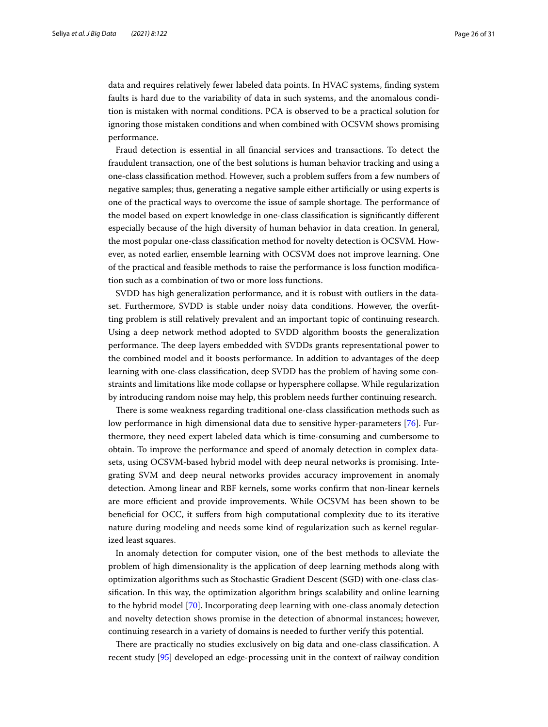data and requires relatively fewer labeled data points. In HVAC systems, finding system faults is hard due to the variability of data in such systems, and the anomalous condition is mistaken with normal conditions. PCA is observed to be a practical solution for ignoring those mistaken conditions and when combined with OCSVM shows promising performance.

Fraud detection is essential in all financial services and transactions. To detect the fraudulent transaction, one of the best solutions is human behavior tracking and using a one-class classification method. However, such a problem suffers from a few numbers of negative samples; thus, generating a negative sample either artificially or using experts is one of the practical ways to overcome the issue of sample shortage. The performance of the model based on expert knowledge in one-class classification is significantly different especially because of the high diversity of human behavior in data creation. In general, the most popular one-class classification method for novelty detection is OCSVM. However, as noted earlier, ensemble learning with OCSVM does not improve learning. One of the practical and feasible methods to raise the performance is loss function modification such as a combination of two or more loss functions.

SVDD has high generalization performance, and it is robust with outliers in the dataset. Furthermore, SVDD is stable under noisy data conditions. However, the overfitting problem is still relatively prevalent and an important topic of continuing research. Using a deep network method adopted to SVDD algorithm boosts the generalization performance. The deep layers embedded with SVDDs grants representational power to the combined model and it boosts performance. In addition to advantages of the deep learning with one-class classification, deep SVDD has the problem of having some constraints and limitations like mode collapse or hypersphere collapse. While regularization by introducing random noise may help, this problem needs further continuing research.

There is some weakness regarding traditional one-class classification methods such as low performance in high dimensional data due to sensitive hyper-parameters [76]. Furthermore, they need expert labeled data which is time-consuming and cumbersome to obtain. To improve the performance and speed of anomaly detection in complex datasets, using OCSVM-based hybrid model with deep neural networks is promising. Integrating SVM and deep neural networks provides accuracy improvement in anomaly detection. Among linear and RBF kernels, some works confirm that non-linear kernels are more efficient and provide improvements. While OCSVM has been shown to be beneficial for OCC, it suffers from high computational complexity due to its iterative nature during modeling and needs some kind of regularization such as kernel regularized least squares.

In anomaly detection for computer vision, one of the best methods to alleviate the problem of high dimensionality is the application of deep learning methods along with optimization algorithms such as Stochastic Gradient Descent (SGD) with one-class classification. In this way, the optimization algorithm brings scalability and online learning to the hybrid model [70]. Incorporating deep learning with one-class anomaly detection and novelty detection shows promise in the detection of abnormal instances; however, continuing research in a variety of domains is needed to further verify this potential.

There are practically no studies exclusively on big data and one-class classification. A recent study [95] developed an edge-processing unit in the context of railway condition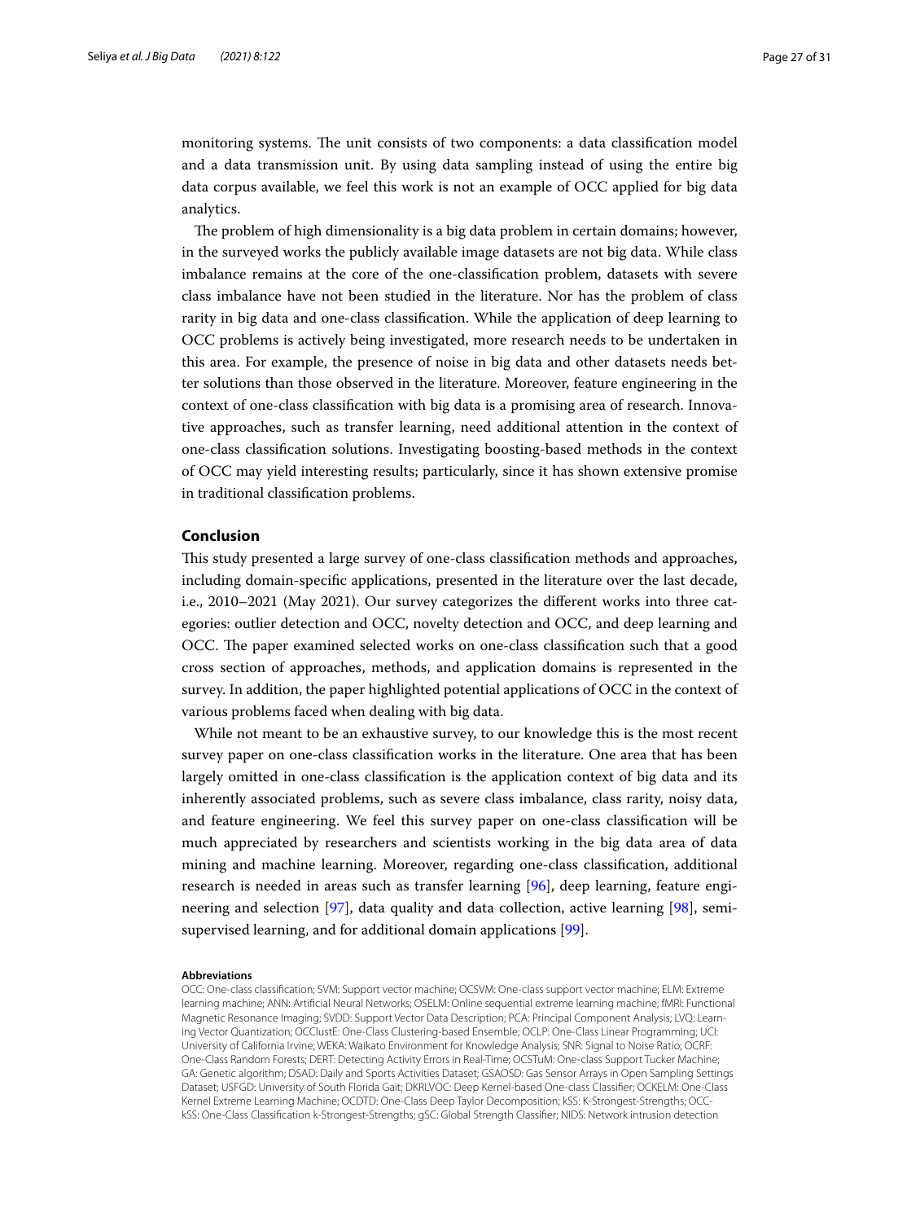monitoring systems. The unit consists of two components: a data classification model and a data transmission unit. By using data sampling instead of using the entire big data corpus available, we feel this work is not an example of OCC applied for big data analytics.

The problem of high dimensionality is a big data problem in certain domains; however, in the surveyed works the publicly available image datasets are not big data. While class imbalance remains at the core of the one-classification problem, datasets with severe class imbalance have not been studied in the literature. Nor has the problem of class rarity in big data and one-class classification. While the application of deep learning to OCC problems is actively being investigated, more research needs to be undertaken in this area. For example, the presence of noise in big data and other datasets needs better solutions than those observed in the literature. Moreover, feature engineering in the context of one-class classification with big data is a promising area of research. Innovative approaches, such as transfer learning, need additional attention in the context of one-class classification solutions. Investigating boosting-based methods in the context of OCC may yield interesting results; particularly, since it has shown extensive promise in traditional classification problems.

## Conclusion

This study presented a large survey of one-class classification methods and approaches, including domain-specific applications, presented in the literature over the last decade, i.e., 2010–2021 (May 2021). Our survey categorizes the different works into three categories: outlier detection and OCC, novelty detection and OCC, and deep learning and OCC. The paper examined selected works on one-class classification such that a good cross section of approaches, methods, and application domains is represented in the survey. In addition, the paper highlighted potential applications of OCC in the context of various problems faced when dealing with big data.

While not meant to be an exhaustive survey, to our knowledge this is the most recent survey paper on one-class classification works in the literature. One area that has been largely omitted in one-class classification is the application context of big data and its inherently associated problems, such as severe class imbalance, class rarity, noisy data, and feature engineering. We feel this survey paper on one-class classification will be much appreciated by researchers and scientists working in the big data area of data mining and machine learning. Moreover, regarding one-class classification, additional research is needed in areas such as transfer learning [96], deep learning, feature engineering and selection [97], data quality and data collection, active learning [98], semi-supervised learning, and for additional domain applications [99].

#### Abbreviations

OCC: One-class classification; SVM: Support vector machine; OCSVM: One-class support vector machine; ELM: Extreme learning machine; ANN: Artificial Neural Networks; OSELM: Online sequential extreme learning machine; fMRI: Functional Magnetic Resonance Imaging; SVDD: Support Vector Data Description; PCA: Principal Component Analysis; LVQ: Learning Vector Quantization; OCClustE: One-Class Clustering-based Ensemble; OCLP: One-Class Linear Programming; UCI: University of California Irvine; WEKA: Waikato Environment for Knowledge Analysis; SNR: Signal to Noise Ratio; OCRF: One-Class Random Forests; DERT: Detecting Activity Errors in Real-Time; OCSTuM: One-class Support Tucker Machine; GA: Genetic algorithm; DSAD: Daily and Sports Activities Dataset; GSAOSD: Gas Sensor Arrays in Open Sampling Settings Dataset; USFGD: University of South Florida Gait; DKRLVOC: Deep Kernel-based One-class Classifier; OCKELM: One-Class Kernel Extreme Learning Machine; OCDTD: One-Class Deep Taylor Decomposition; kSS: K-Strongest-Strengths; OCC-kSS: One-Class Classification k-Strongest-Strengths; gSC: Global Strength Classifier; NIDS: Network intrusion detection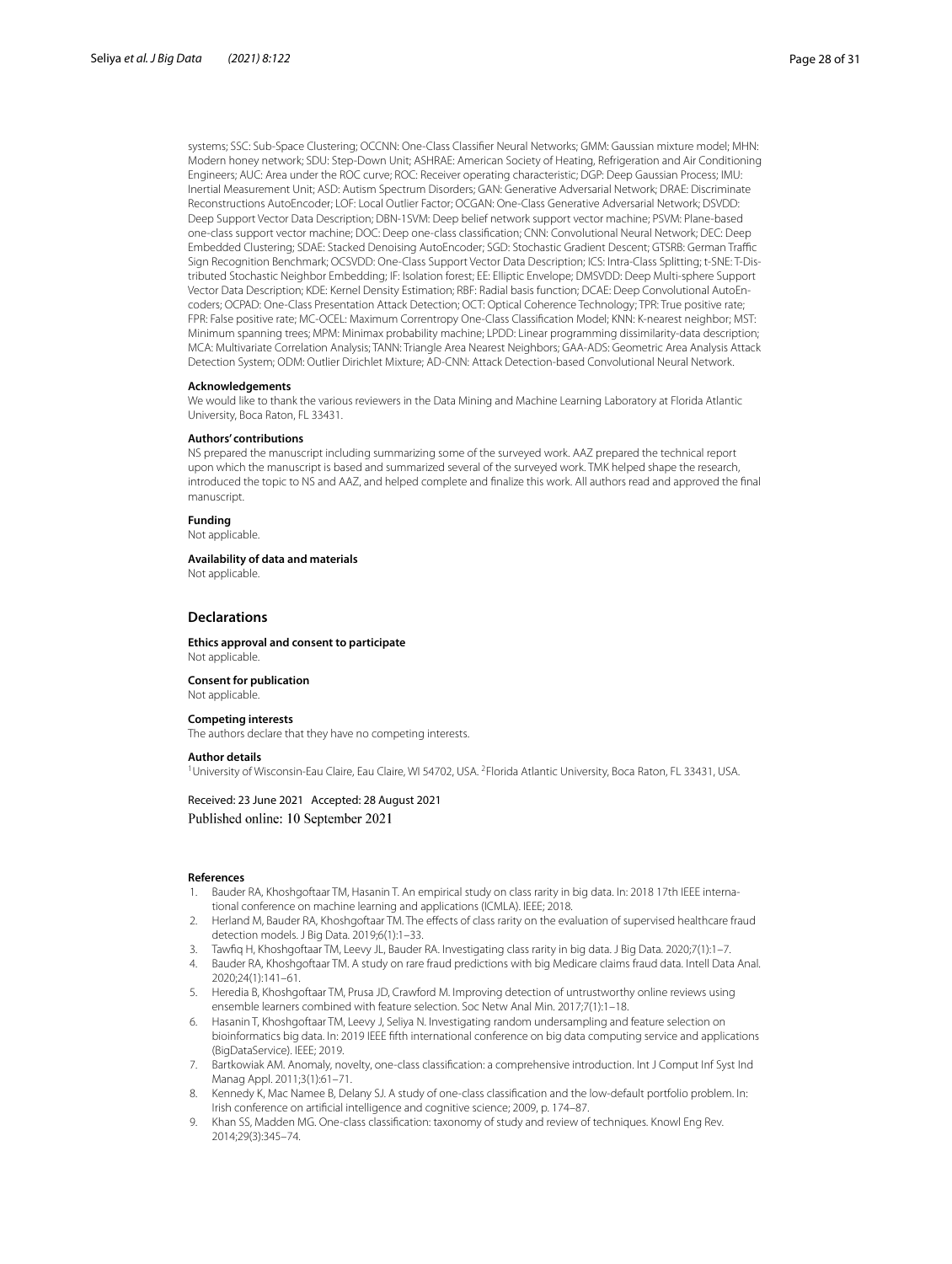systems; SSC: Sub-Space Clustering; OCCNN: One-Class Classifier Neural Networks; GMM: Gaussian mixture model; MHN: Modern honey network; SDU: Step-Down Unit; ASHRAE: American Society of Heating, Refrigeration and Air Conditioning Engineers; AUC: Area under the ROC curve; ROC: Receiver operating characteristic; DGP: Deep Gaussian Process; IMU: Inertial Measurement Unit; ASD: Autism Spectrum Disorders; GAN: Generative Adversarial Network; DRAE: Discriminate Reconstructions AutoEncoder; LOF: Local Outlier Factor; OCGAN: One-Class Generative Adversarial Network; DSVDD: Deep Support Vector Data Description; DBN-1SVM: Deep belief network support vector machine; PSVM: Plane-based one-class support vector machine; DOC: Deep one-class classification; CNN: Convolutional Neural Network; DEC: Deep Embedded Clustering; SDAE: Stacked Denoising AutoEncoder; SGD: Stochastic Gradient Descent; GTSRB: German Traffic Sign Recognition Benchmark; OCSVDD: One-Class Support Vector Data Description; ICS: Intra-Class Splitting; t-SNE: T-Distributed Stochastic Neighbor Embedding; IF: Isolation forest; EE: Elliptic Envelope; DMSVDD: Deep Multi-sphere Support Vector Data Description; KDE: Kernel Density Estimation; RBF: Radial basis function; DCAE: Deep Convolutional AutoEncoders; OCPAD: One-Class Presentation Attack Detection; OCT: Optical Coherence Technology; TPR: True positive rate; FPR: False positive rate; MC-OCEL: Maximum Correntropy One-Class Classification Model; KNN: K-nearest neighbor; MST: Minimum spanning trees; MPM: Minimax probability machine; LPDD: Linear programming dissimilarity-data description; MCA: Multivariate Correlation Analysis; TANN: Triangle Area Nearest Neighbors; GAA-ADS: Geometric Area Analysis Attack Detection System; ODM: Outlier Dirichlet Mixture; AD-CNN: Attack Detection-based Convolutional Neural Network.

**Acknowledgements**
We would like to thank the various reviewers in the Data Mining and Machine Learning Laboratory at Florida Atlantic University, Boca Raton, FL 33431.

**Authors' contributions**
NS prepared the manuscript including summarizing some of the surveyed work. AAZ prepared the technical report upon which the manuscript is based and summarized several of the surveyed work. TMK helped shape the research, introduced the topic to NS and AAZ, and helped complete and finalize this work. All authors read and approved the final manuscript.

**Funding**
Not applicable.

**Availability of data and materials**
Not applicable.

## Declarations

**Ethics approval and consent to participate**
Not applicable.

**Consent for publication**
Not applicable.

**Competing interests**
The authors declare that they have no competing interests.

**Author details**
[1]University of Wisconsin-Eau Claire, Eau Claire, WI 54702, USA. [2]Florida Atlantic University, Boca Raton, FL 33431, USA.

Received: 23 June 2021 Accepted: 28 August 2021
Published online: 10 September 2021

**References**

1. Bauder RA, Khoshgoftaar TM, Hasanin T. An empirical study on class rarity in big data. In: 2018 17th IEEE international conference on machine learning and applications (ICMLA). IEEE; 2018.
2. Herland M, Bauder RA, Khoshgoftaar TM. The effects of class rarity on the evaluation of supervised healthcare fraud detection models. J Big Data. 2019;6(1):1–33.
3. Tawfiq H, Khoshgoftaar TM, Leevy JL, Bauder RA. Investigating class rarity in big data. J Big Data. 2020;7(1):1–7.
4. Bauder RA, Khoshgoftaar TM. A study on rare fraud predictions with big Medicare claims fraud data. Intell Data Anal. 2020;24(1):141–61.
5. Heredia B, Khoshgoftaar TM, Prusa JD, Crawford M. Improving detection of untrustworthy online reviews using ensemble learners combined with feature selection. Soc Netw Anal Min. 2017;7(1):1–18.
6. Hasanin T, Khoshgoftaar TM, Leevy J, Seliya N. Investigating random undersampling and feature selection on bioinformatics big data. In: 2019 IEEE fifth international conference on big data computing service and applications (BigDataService). IEEE; 2019.
7. Bartkowiak AM. Anomaly, novelty, one-class classification: a comprehensive introduction. Int J Comput Inf Syst Ind Manag Appl. 2011;3(1):61–71.
8. Kennedy K, Mac Namee B, Delany SJ. A study of one-class classification and the low-default portfolio problem. In: Irish conference on artificial intelligence and cognitive science; 2009, p. 174–87.
9. Khan SS, Madden MG. One-class classification: taxonomy of study and review of techniques. Knowl Eng Rev. 2014;29(3):345–74.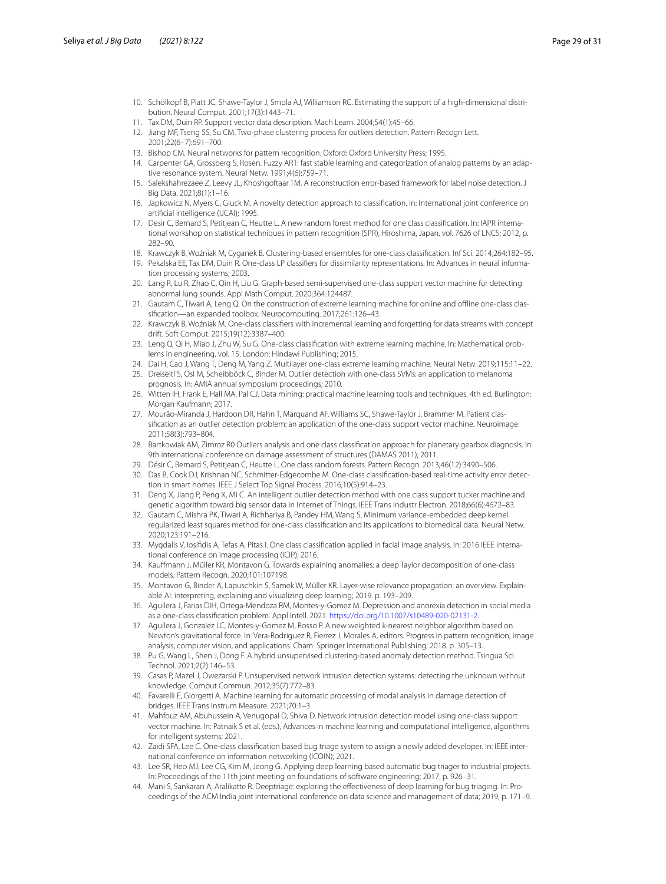10. Schölkopf B, Platt JC, Shawe-Taylor J, Smola AJ, Williamson RC. Estimating the support of a high-dimensional distribution. Neural Comput. 2001;17(3):1443–71.
11. Tax DM, Duin RP. Support vector data description. Mach Learn. 2004;54(1):45–66.
12. Jiang MF, Tseng SS, Su CM. Two-phase clustering process for outliers detection. Pattern Recogn Lett. 2001;22(6–7):691–700.
13. Bishop CM. Neural networks for pattern recognition. Oxford: Oxford University Press; 1995.
14. Carpenter GA, Grossberg S, Rosen. Fuzzy ART: fast stable learning and categorization of analog patterns by an adaptive resonance system. Neural Netw. 1991;4(6):759–71.
15. Salekshahrezaee Z, Leevy JL, Khoshgoftaar TM. A reconstruction error-based framework for label noise detection. J Big Data. 2021;8(1):1–16.
16. Japkowicz N, Myers C, Gluck M. A novelty detection approach to classification. In: International joint conference on artificial intelligence (IJCAI); 1995.
17. Desir C, Bernard S, Petitjean C, Heutte L. A new random forest method for one class classification. In: IAPR international workshop on statistical techniques in pattern recognition (SPR), Hiroshima, Japan, vol. 7626 of LNCS; 2012, p. 282–90.
18. Krawczyk B, Woźniak M, Cyganek B. Clustering-based ensembles for one-class classification. Inf Sci. 2014;264:182–95.
19. Pekalska EE, Tax DM, Duin R. One-class LP classifiers for dissimilarity representations. In: Advances in neural information processing systems; 2003.
20. Lang R, Lu R, Zhao C, Qin H, Liu G. Graph-based semi-supervised one-class support vector machine for detecting abnormal lung sounds. Appl Math Comput. 2020;364:124487.
21. Gautam C, Tiwari A, Leng Q. On the construction of extreme learning machine for online and offline one-class classification—an expanded toolbox. Neurocomputing. 2017;261:126–43.
22. Krawczyk B, Woźniak M. One-class classifiers with incremental learning and forgetting for data streams with concept drift. Soft Comput. 2015;19(12):3387–400.
23. Leng Q, Qi H, Miao J, Zhu W, Su G. One-class classification with extreme learning machine. In: Mathematical problems in engineering, vol. 15. London: Hindawi Publishing; 2015.
24. Dai H, Cao J, Wang T, Deng M, Yang Z. Multilayer one-class extreme learning machine. Neural Netw. 2019;115:11–22.
25. Dreiseitl S, Osl M, Scheibböck C, Binder M. Outlier detection with one-class SVMs: an application to melanoma prognosis. In: AMIA annual symposium proceedings; 2010.
26. Witten IH, Frank E, Hall MA, Pal CJ. Data mining: practical machine learning tools and techniques. 4th ed. Burlington: Morgan Kaufmann; 2017.
27. Mourão-Miranda J, Hardoon DR, Hahn T, Marquand AF, Williams SC, Shawe-Taylor J, Brammer M. Patient classification as an outlier detection problem: an application of the one-class support vector machine. Neuroimage. 2011;58(3):793–804.
28. Bartkowiak AM, Zimroz R0 Outliers analysis and one class classification approach for planetary gearbox diagnosis. In: 9th international conference on damage assessment of structures (DAMAS 2011); 2011.
29. Désir C, Bernard S, Petitjean C, Heutte L. One class random forests. Pattern Recogn. 2013;46(12):3490–506.
30. Das B, Cook DJ, Krishnan NC, Schmitter-Edgecombe M. One-class classification-based real-time activity error detection in smart homes. IEEE J Select Top Signal Process. 2016;10(5):914–23.
31. Deng X, Jiang P, Peng X, Mi C. An intelligent outlier detection method with one class support tucker machine and genetic algorithm toward big sensor data in Internet of Things. IEEE Trans Industr Electron. 2018;66(6):4672–83.
32. Gautam C, Mishra PK, Tiwari A, Richhariya B, Pandey HM, Wang S. Minimum variance-embedded deep kernel regularized least squares method for one-class classification and its applications to biomedical data. Neural Netw. 2020;123:191–216.
33. Mygdalis V, Iosifidis A, Tefas A, Pitas I. One class classification applied in facial image analysis. In: 2016 IEEE international conference on image processing (ICIP); 2016.
34. Kauffmann J, Müller KR, Montavon G. Towards explaining anomalies: a deep Taylor decomposition of one-class models. Pattern Recogn. 2020;101:107198.
35. Montavon G, Binder A, Lapuschkin S, Samek W, Müller KR. Layer-wise relevance propagation: an overview. Explainable AI: interpreting, explaining and visualizing deep learning; 2019. p. 193–209.
36. Aguilera J, Farıas DIH, Ortega-Mendoza RM, Montes-y-Gomez M. Depression and anorexia detection in social media as a one-class classification problem. Appl Intell. 2021. https://doi.org/10.1007/s10489-020-02131-2.
37. Aguilera J, Gonzalez LC, Montes-y-Gomez M, Rosso P. A new weighted k-nearest neighbor algorithm based on Newton's gravitational force. In: Vera-Rodriguez R, Fierrez J, Morales A, editors. Progress in pattern recognition, image analysis, computer vision, and applications. Cham: Springer International Publishing; 2018. p. 305–13.
38. Pu G, Wang L, Shen J, Dong F. A hybrid unsupervised clustering-based anomaly detection method. Tsingua Sci Technol. 2021;2(2):146–53.
39. Casas P, Mazel J, Owezarski P. Unsupervised network intrusion detection systems: detecting the unknown without knowledge. Comput Commun. 2012;35(7):772–83.
40. Favarelli E, Giorgetti A. Machine learning for automatic processing of modal analysis in damage detection of bridges. IEEE Trans Instrum Measure. 2021;70:1–3.
41. Mahfouz AM, Abuhussein A, Venugopal D, Shiva D. Network intrusion detection model using one-class support vector machine. In: Patnaik S et al. (eds.), Advances in machine learning and computational intelligence, algorithms for intelligent systems; 2021.
42. Zaidi SFA, Lee C. One-class classification based bug triage system to assign a newly added developer. In: IEEE international conference on information networking (ICOIN); 2021.
43. Lee SR, Heo MJ, Lee CG, Kim M, Jeong G. Applying deep learning based automatic bug triager to industrial projects. In: Proceedings of the 11th joint meeting on foundations of software engineering; 2017, p. 926–31.
44. Mani S, Sankaran A, Aralikatte R. Deeptriage: exploring the effectiveness of deep learning for bug triaging. In: Proceedings of the ACM India joint international conference on data science and management of data; 2019, p. 171–9.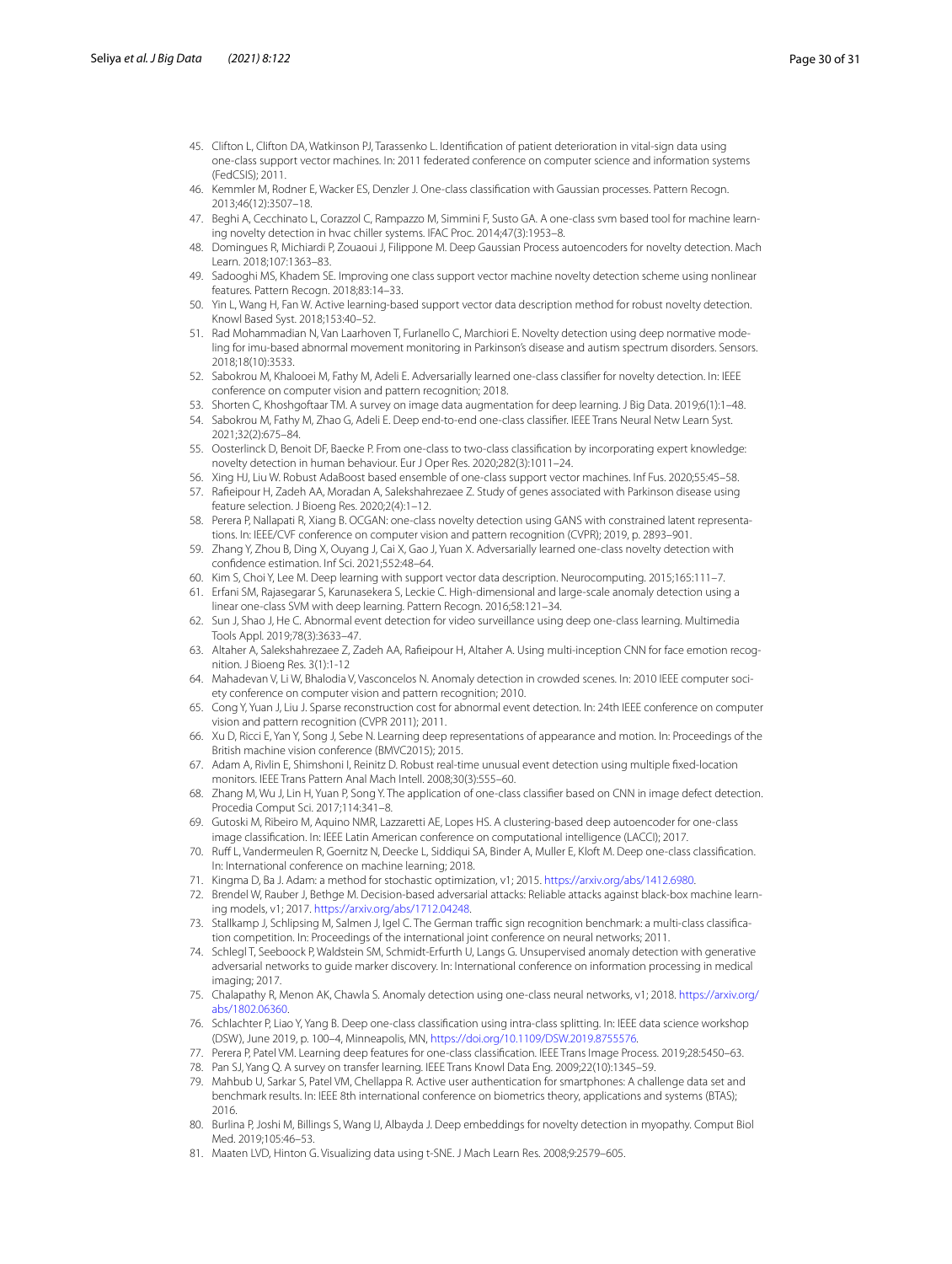45. Clifton L, Clifton DA, Watkinson PJ, Tarassenko L. Identification of patient deterioration in vital-sign data using one-class support vector machines. In: 2011 federated conference on computer science and information systems (FedCSIS); 2011.
46. Kemmler M, Rodner E, Wacker ES, Denzler J. One-class classification with Gaussian processes. Pattern Recogn. 2013;46(12):3507–18.
47. Beghi A, Cecchinato L, Corazzol C, Rampazzo M, Simmini F, Susto GA. A one-class svm based tool for machine learning novelty detection in hvac chiller systems. IFAC Proc. 2014;47(3):1953–8.
48. Domingues R, Michiardi P, Zouaoui J, Filippone M. Deep Gaussian Process autoencoders for novelty detection. Mach Learn. 2018;107:1363–83.
49. Sadooghi MS, Khadem SE. Improving one class support vector machine novelty detection scheme using nonlinear features. Pattern Recogn. 2018;83:14–33.
50. Yin L, Wang H, Fan W. Active learning-based support vector data description method for robust novelty detection. Knowl Based Syst. 2018;153:40–52.
51. Rad Mohammadian N, Van Laarhoven T, Furlanello C, Marchiori E. Novelty detection using deep normative modeling for imu-based abnormal movement monitoring in Parkinson's disease and autism spectrum disorders. Sensors. 2018;18(10):3533.
52. Sabokrou M, Khalooei M, Fathy M, Adeli E. Adversarially learned one-class classifier for novelty detection. In: IEEE conference on computer vision and pattern recognition; 2018.
53. Shorten C, Khoshgoftaar TM. A survey on image data augmentation for deep learning. J Big Data. 2019;6(1):1–48.
54. Sabokrou M, Fathy M, Zhao G, Adeli E. Deep end-to-end one-class classifier. IEEE Trans Neural Netw Learn Syst. 2021;32(2):675–84.
55. Oosterlinck D, Benoit DF, Baecke P. From one-class to two-class classification by incorporating expert knowledge: novelty detection in human behaviour. Eur J Oper Res. 2020;282(3):1011–24.
56. Xing HJ, Liu W. Robust AdaBoost based ensemble of one-class support vector machines. Inf Fus. 2020;55:45–58.
57. Rafieipour H, Zadeh AA, Moradan A, Salekshahrezaee Z. Study of genes associated with Parkinson disease using feature selection. J Bioeng Res. 2020;2(4):1–12.
58. Perera P, Nallapati R, Xiang B. OCGAN: one-class novelty detection using GANS with constrained latent representations. In: IEEE/CVF conference on computer vision and pattern recognition (CVPR); 2019, p. 2893–901.
59. Zhang Y, Zhou B, Ding X, Ouyang J, Cai X, Gao J, Yuan X. Adversarially learned one-class novelty detection with confidence estimation. Inf Sci. 2021;552:48–64.
60. Kim S, Choi Y, Lee M. Deep learning with support vector data description. Neurocomputing. 2015;165:111–7.
61. Erfani SM, Rajasegarar S, Karunasekera S, Leckie C. High-dimensional and large-scale anomaly detection using a linear one-class SVM with deep learning. Pattern Recogn. 2016;58:121–34.
62. Sun J, Shao J, He C. Abnormal event detection for video surveillance using deep one-class learning. Multimedia Tools Appl. 2019;78(3):3633–47.
63. Altaher A, Salekshahrezaee Z, Zadeh AA, Rafieipour H, Altaher A. Using multi-inception CNN for face emotion recognition. J Bioeng Res. 3(1):1-12
64. Mahadevan V, Li W, Bhalodia V, Vasconcelos N. Anomaly detection in crowded scenes. In: 2010 IEEE computer society conference on computer vision and pattern recognition; 2010.
65. Cong Y, Yuan J, Liu J. Sparse reconstruction cost for abnormal event detection. In: 24th IEEE conference on computer vision and pattern recognition (CVPR 2011); 2011.
66. Xu D, Ricci E, Yan Y, Song J, Sebe N. Learning deep representations of appearance and motion. In: Proceedings of the British machine vision conference (BMVC2015); 2015.
67. Adam A, Rivlin E, Shimshoni I, Reinitz D. Robust real-time unusual event detection using multiple fixed-location monitors. IEEE Trans Pattern Anal Mach Intell. 2008;30(3):555–60.
68. Zhang M, Wu J, Lin H, Yuan P, Song Y. The application of one-class classifier based on CNN in image defect detection. Procedia Comput Sci. 2017;114:341–8.
69. Gutoski M, Ribeiro M, Aquino NMR, Lazzaretti AE, Lopes HS. A clustering-based deep autoencoder for one-class image classification. In: IEEE Latin American conference on computational intelligence (LACCI); 2017.
70. Ruff L, Vandermeulen R, Goernitz N, Deecke L, Siddiqui SA, Binder A, Muller E, Kloft M. Deep one-class classification. In: International conference on machine learning; 2018.
71. Kingma D, Ba J. Adam: a method for stochastic optimization, v1; 2015. https://arxiv.org/abs/1412.6980.
72. Brendel W, Rauber J, Bethge M. Decision-based adversarial attacks: Reliable attacks against black-box machine learning models, v1; 2017. https://arxiv.org/abs/1712.04248.
73. Stallkamp J, Schlipsing M, Salmen J, Igel C. The German traffic sign recognition benchmark: a multi-class classification competition. In: Proceedings of the international joint conference on neural networks; 2011.
74. Schlegl T, Seeboock P, Waldstein SM, Schmidt-Erfurth U, Langs G. Unsupervised anomaly detection with generative adversarial networks to guide marker discovery. In: International conference on information processing in medical imaging; 2017.
75. Chalapathy R, Menon AK, Chawla S. Anomaly detection using one-class neural networks, v1; 2018. https://arxiv.org/abs/1802.06360.
76. Schlachter P, Liao Y, Yang B. Deep one-class classification using intra-class splitting. In: IEEE data science workshop (DSW), June 2019, p. 100–4, Minneapolis, MN, https://doi.org/10.1109/DSW.2019.8755576.
77. Perera P, Patel VM. Learning deep features for one-class classification. IEEE Trans Image Process. 2019;28:5450–63.
78. Pan SJ, Yang Q. A survey on transfer learning. IEEE Trans Knowl Data Eng. 2009;22(10):1345–59.
79. Mahbub U, Sarkar S, Patel VM, Chellappa R. Active user authentication for smartphones: A challenge data set and benchmark results. In: IEEE 8th international conference on biometrics theory, applications and systems (BTAS); 2016.
80. Burlina P, Joshi M, Billings S, Wang IJ, Albayda J. Deep embeddings for novelty detection in myopathy. Comput Biol Med. 2019;105:46–53.
81. Maaten LVD, Hinton G. Visualizing data using t-SNE. J Mach Learn Res. 2008;9:2579–605.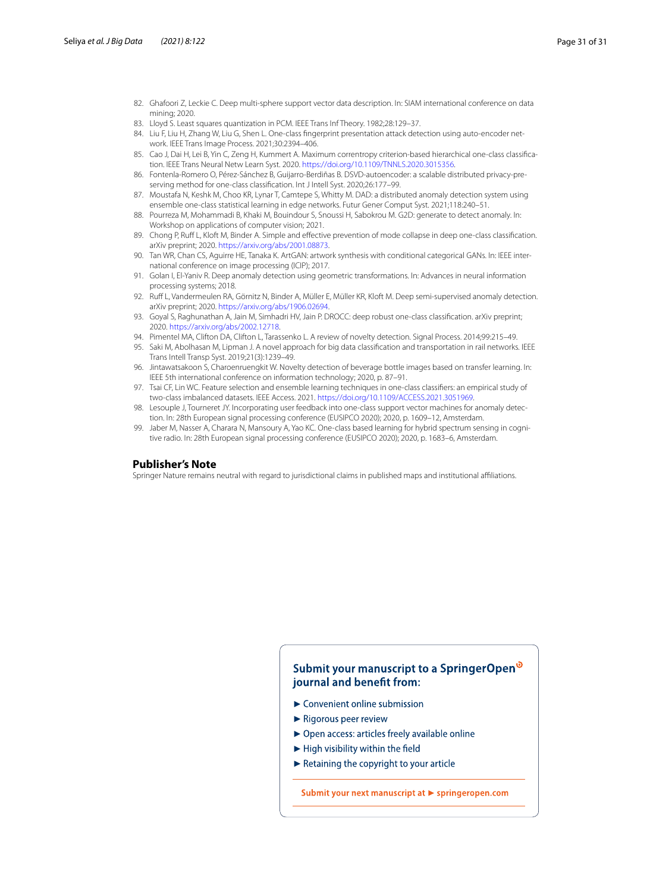82. Ghafoori Z, Leckie C. Deep multi-sphere support vector data description. In: SIAM international conference on data mining; 2020.
83. Lloyd S. Least squares quantization in PCM. IEEE Trans Inf Theory. 1982;28:129–37.
84. Liu F, Liu H, Zhang W, Liu G, Shen L. One-class fingerprint presentation attack detection using auto-encoder network. IEEE Trans Image Process. 2021;30:2394–406.
85. Cao J, Dai H, Lei B, Yin C, Zeng H, Kummert A. Maximum correntropy criterion-based hierarchical one-class classification. IEEE Trans Neural Netw Learn Syst. 2020. https://doi.org/10.1109/TNNLS.2020.3015356.
86. Fontenla-Romero O, Pérez-Sánchez B, Guijarro-Berdiñas B. DSVD-autoencoder: a scalable distributed privacy-preserving method for one-class classification. Int J Intell Syst. 2020;26:177–99.
87. Moustafa N, Keshk M, Choo KR, Lynar T, Camtepe S, Whitty M. DAD: a distributed anomaly detection system using ensemble one-class statistical learning in edge networks. Futur Gener Comput Syst. 2021;118:240–51.
88. Pourreza M, Mohammadi B, Khaki M, Bouindour S, Snoussi H, Sabokrou M. G2D: generate to detect anomaly. In: Workshop on applications of computer vision; 2021.
89. Chong P, Ruff L, Kloft M, Binder A. Simple and effective prevention of mode collapse in deep one-class classification. arXiv preprint; 2020. https://arxiv.org/abs/2001.08873.
90. Tan WR, Chan CS, Aguirre HE, Tanaka K. ArtGAN: artwork synthesis with conditional categorical GANs. In: IEEE international conference on image processing (ICIP); 2017.
91. Golan I, El-Yaniv R. Deep anomaly detection using geometric transformations. In: Advances in neural information processing systems; 2018.
92. Ruff L, Vandermeulen RA, Görnitz N, Binder A, Müller E, Müller KR, Kloft M. Deep semi-supervised anomaly detection. arXiv preprint; 2020. https://arxiv.org/abs/1906.02694.
93. Goyal S, Raghunathan A, Jain M, Simhadri HV, Jain P. DROCC: deep robust one-class classification. arXiv preprint; 2020. https://arxiv.org/abs/2002.12718.
94. Pimentel MA, Clifton DA, Clifton L, Tarassenko L. A review of novelty detection. Signal Process. 2014;99:215–49.
95. Saki M, Abolhasan M, Lipman J. A novel approach for big data classification and transportation in rail networks. IEEE Trans Intell Transp Syst. 2019;21(3):1239–49.
96. Jintawatsakoon S, Charoenruengkit W. Novelty detection of beverage bottle images based on transfer learning. In: IEEE 5th international conference on information technology; 2020, p. 87–91.
97. Tsai CF, Lin WC. Feature selection and ensemble learning techniques in one-class classifiers: an empirical study of two-class imbalanced datasets. IEEE Access. 2021. https://doi.org/10.1109/ACCESS.2021.3051969.
98. Lesouple J, Tourneret JY. Incorporating user feedback into one-class support vector machines for anomaly detection. In: 28th European signal processing conference (EUSIPCO 2020); 2020, p. 1609–12, Amsterdam.
99. Jaber M, Nasser A, Charara N, Mansoury A, Yao KC. One-class based learning for hybrid spectrum sensing in cognitive radio. In: 28th European signal processing conference (EUSIPCO 2020); 2020, p. 1683–6, Amsterdam.

## Publisher's Note

Springer Nature remains neutral with regard to jurisdictional claims in published maps and institutional affiliations.

**Submit your manuscript to a SpringerOpen journal and benefit from:**

- ► Convenient online submission
- ► Rigorous peer review
- ► Open access: articles freely available online
- ► High visibility within the field
- ► Retaining the copyright to your article

**Submit your next manuscript at ► springeropen.com**